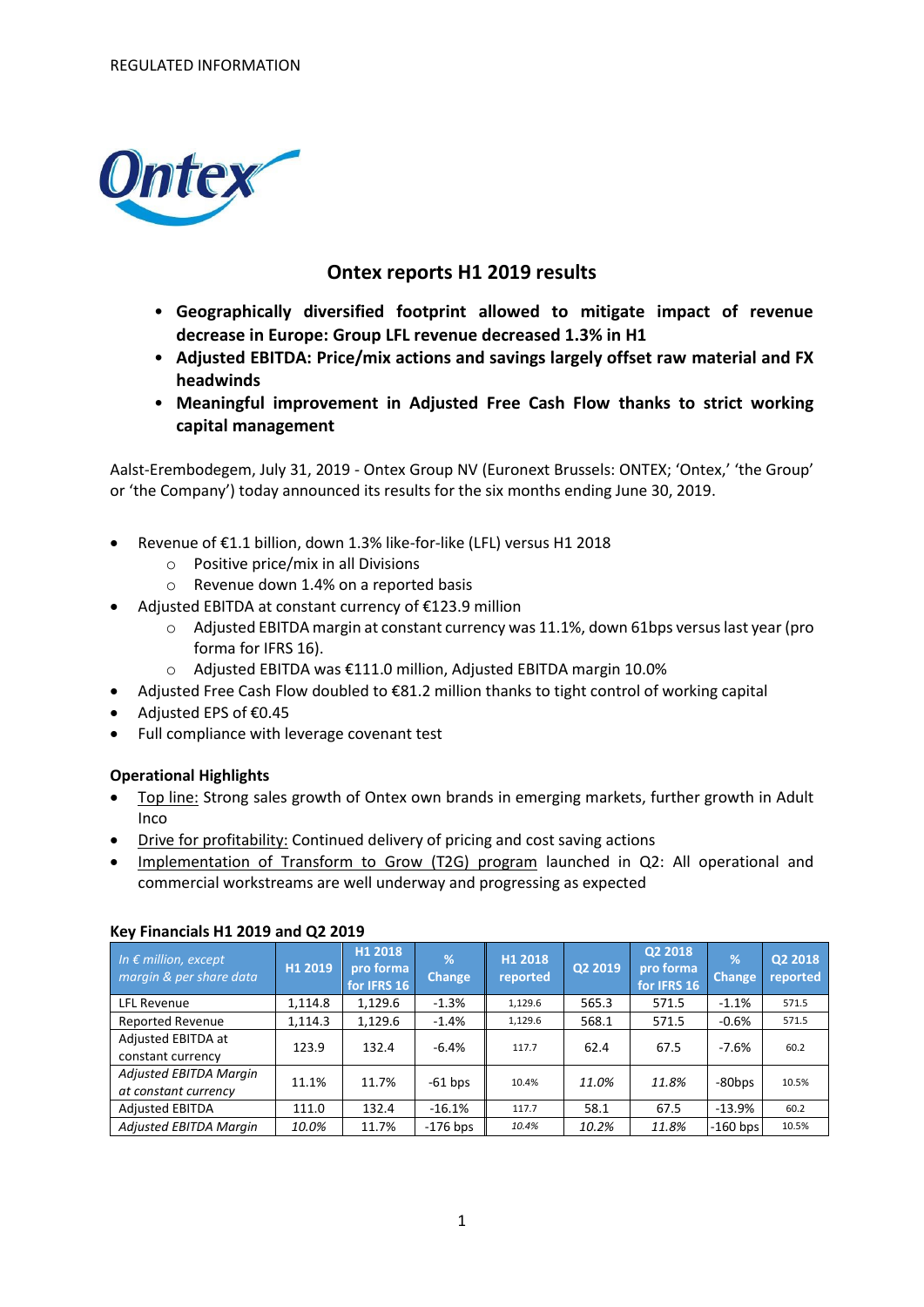REGULATED INFORMATION

Ontex

# Ontex reports H1 2019 results

- **Geographically diversified footprint allowed to mitigate impact of revenue decrease in Europe: Group LFL revenue decreased 1.3% in H1**
- **Adjusted EBITDA: Price/mix actions and savings largely offset raw material and FX headwinds**
- **Meaningful improvement in Adjusted Free Cash Flow thanks to strict working capital management**

Aalst-Erembodegem, July 31, 2019 - Ontex Group NV (Euronext Brussels: ONTEX; 'Ontex,' 'the Group' or 'the Company') today announced its results for the six months ending June 30, 2019.

- Revenue of €1.1 billion, down 1.3% like-for-like (LFL) versus H1 2018
  - Positive price/mix in all Divisions
  - Revenue down 1.4% on a reported basis
- Adjusted EBITDA at constant currency of €123.9 million
  - Adjusted EBITDA margin at constant currency was 11.1%, down 61bps versus last year (pro forma for IFRS 16).
  - Adjusted EBITDA was €111.0 million, Adjusted EBITDA margin 10.0%
- Adjusted Free Cash Flow doubled to €81.2 million thanks to tight control of working capital
- Adjusted EPS of €0.45
- Full compliance with leverage covenant test

**Operational Highlights**

- Top line: Strong sales growth of Ontex own brands in emerging markets, further growth in Adult Inco
- Drive for profitability: Continued delivery of pricing and cost saving actions
- Implementation of Transform to Grow (T2G) program launched in Q2: All operational and commercial workstreams are well underway and progressing as expected

**Key Financials H1 2019 and Q2 2019**

| *In € million, except margin & per share data* | H1 2019 | H1 2018 pro forma for IFRS 16 | % Change | H1 2018 reported | Q2 2019 | Q2 2018 pro forma for IFRS 16 | % Change | Q2 2018 reported |
|---|---|---|---|---|---|---|---|---|
| LFL Revenue | 1,114.8 | 1,129.6 | -1.3% | 1,129.6 | 565.3 | 571.5 | -1.1% | 571.5 |
| Reported Revenue | 1,114.3 | 1,129.6 | -1.4% | 1,129.6 | 568.1 | 571.5 | -0.6% | 571.5 |
| Adjusted EBITDA at constant currency | 123.9 | 132.4 | -6.4% | 117.7 | 62.4 | 67.5 | -7.6% | 60.2 |
| *Adjusted EBITDA Margin at constant currency* | 11.1% | 11.7% | -61 bps | 10.4% | *11.0%* | *11.8%* | -80bps | 10.5% |
| Adjusted EBITDA | 111.0 | 132.4 | -16.1% | 117.7 | 58.1 | 67.5 | -13.9% | 60.2 |
| *Adjusted EBITDA Margin* | *10.0%* | 11.7% | -176 bps | *10.4%* | *10.2%* | *11.8%* | -160 bps | 10.5% |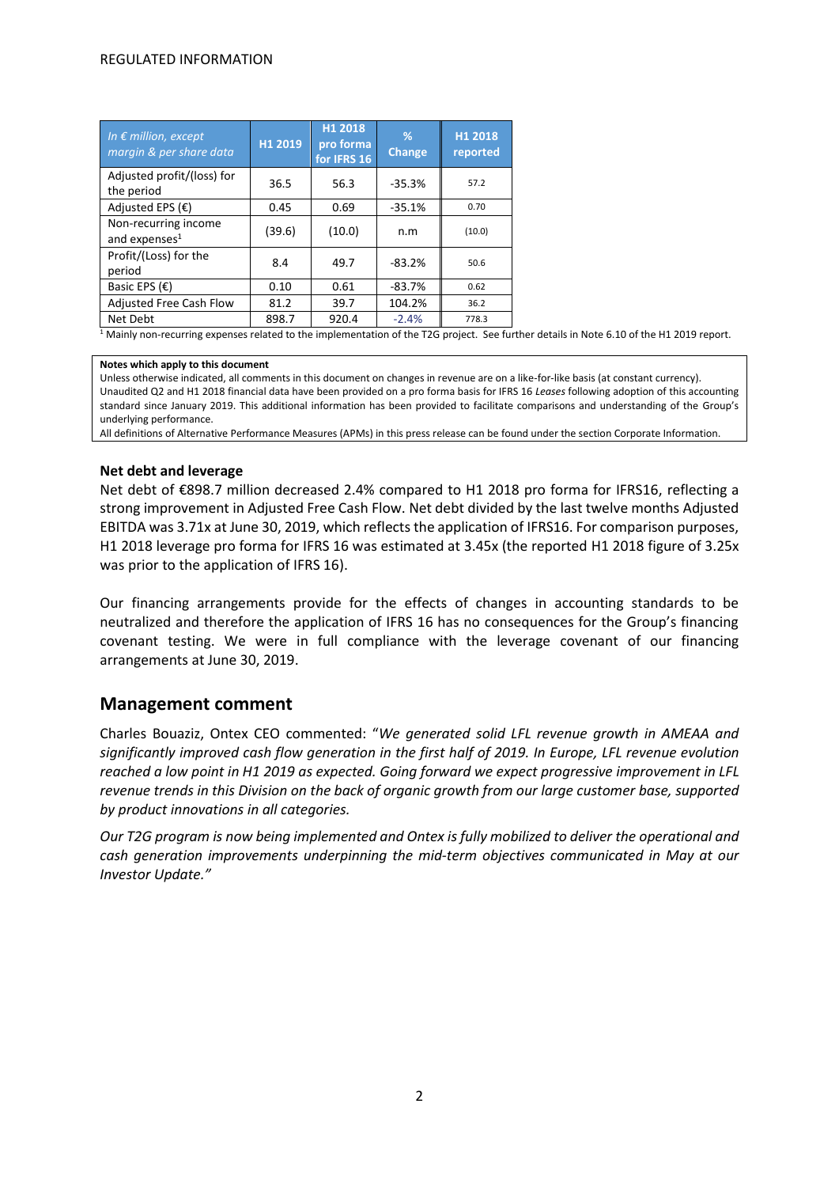REGULATED INFORMATION

| In € million, except margin & per share data | H1 2019 | H1 2018 pro forma for IFRS 16 | % Change | H1 2018 reported |
|---|---|---|---|---|
| Adjusted profit/(loss) for the period | 36.5 | 56.3 | -35.3% | 57.2 |
| Adjusted EPS (€) | 0.45 | 0.69 | -35.1% | 0.70 |
| Non-recurring income and expenses[1] | (39.6) | (10.0) | n.m | (10.0) |
| Profit/(Loss) for the period | 8.4 | 49.7 | -83.2% | 50.6 |
| Basic EPS (€) | 0.10 | 0.61 | -83.7% | 0.62 |
| Adjusted Free Cash Flow | 81.2 | 39.7 | 104.2% | 36.2 |
| Net Debt | 898.7 | 920.4 | -2.4% | 778.3 |

[1] Mainly non-recurring expenses related to the implementation of the T2G project. See further details in Note 6.10 of the H1 2019 report.

**Notes which apply to this document**
Unless otherwise indicated, all comments in this document on changes in revenue are on a like-for-like basis (at constant currency).
Unaudited Q2 and H1 2018 financial data have been provided on a pro forma basis for IFRS 16 *Leases* following adoption of this accounting standard since January 2019. This additional information has been provided to facilitate comparisons and understanding of the Group's underlying performance.
All definitions of Alternative Performance Measures (APMs) in this press release can be found under the section Corporate Information.

### Net debt and leverage

Net debt of €898.7 million decreased 2.4% compared to H1 2018 pro forma for IFRS16, reflecting a strong improvement in Adjusted Free Cash Flow. Net debt divided by the last twelve months Adjusted EBITDA was 3.71x at June 30, 2019, which reflects the application of IFRS16. For comparison purposes, H1 2018 leverage pro forma for IFRS 16 was estimated at 3.45x (the reported H1 2018 figure of 3.25x was prior to the application of IFRS 16).

Our financing arrangements provide for the effects of changes in accounting standards to be neutralized and therefore the application of IFRS 16 has no consequences for the Group's financing covenant testing. We were in full compliance with the leverage covenant of our financing arrangements at June 30, 2019.

## Management comment

Charles Bouaziz, Ontex CEO commented: "*We generated solid LFL revenue growth in AMEAA and significantly improved cash flow generation in the first half of 2019. In Europe, LFL revenue evolution reached a low point in H1 2019 as expected. Going forward we expect progressive improvement in LFL revenue trends in this Division on the back of organic growth from our large customer base, supported by product innovations in all categories.*

*Our T2G program is now being implemented and Ontex is fully mobilized to deliver the operational and cash generation improvements underpinning the mid-term objectives communicated in May at our Investor Update.*"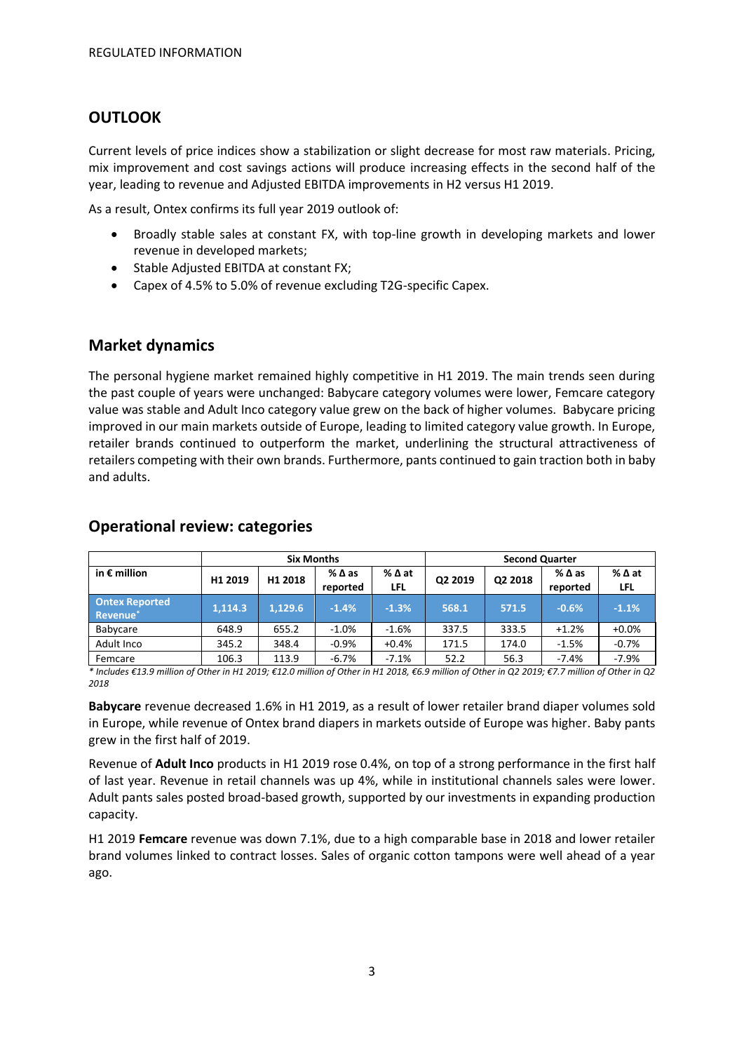REGULATED INFORMATION

## OUTLOOK

Current levels of price indices show a stabilization or slight decrease for most raw materials. Pricing, mix improvement and cost savings actions will produce increasing effects in the second half of the year, leading to revenue and Adjusted EBITDA improvements in H2 versus H1 2019.

As a result, Ontex confirms its full year 2019 outlook of:

- Broadly stable sales at constant FX, with top-line growth in developing markets and lower revenue in developed markets;
- Stable Adjusted EBITDA at constant FX;
- Capex of 4.5% to 5.0% of revenue excluding T2G-specific Capex.

## Market dynamics

The personal hygiene market remained highly competitive in H1 2019. The main trends seen during the past couple of years were unchanged: Babycare category volumes were lower, Femcare category value was stable and Adult Inco category value grew on the back of higher volumes. Babycare pricing improved in our main markets outside of Europe, leading to limited category value growth. In Europe, retailer brands continued to outperform the market, underlining the structural attractiveness of retailers competing with their own brands. Furthermore, pants continued to gain traction both in baby and adults.

## Operational review: categories

| | Six Months | | | | Second Quarter | | | |
|---|---|---|---|---|---|---|---|---|
| in € million | H1 2019 | H1 2018 | % Δ as reported | % Δ at LFL | Q2 2019 | Q2 2018 | % Δ as reported | % Δ at LFL |
| **Ontex Reported Revenue*** | **1,114.3** | **1,129.6** | **-1.4%** | **-1.3%** | **568.1** | **571.5** | **-0.6%** | **-1.1%** |
| Babycare | 648.9 | 655.2 | -1.0% | -1.6% | 337.5 | 333.5 | +1.2% | +0.0% |
| Adult Inco | 345.2 | 348.4 | -0.9% | +0.4% | 171.5 | 174.0 | -1.5% | -0.7% |
| Femcare | 106.3 | 113.9 | -6.7% | -7.1% | 52.2 | 56.3 | -7.4% | -7.9% |

*\* Includes €13.9 million of Other in H1 2019; €12.0 million of Other in H1 2018, €6.9 million of Other in Q2 2019; €7.7 million of Other in Q2 2018*

**Babycare** revenue decreased 1.6% in H1 2019, as a result of lower retailer brand diaper volumes sold in Europe, while revenue of Ontex brand diapers in markets outside of Europe was higher. Baby pants grew in the first half of 2019.

Revenue of **Adult Inco** products in H1 2019 rose 0.4%, on top of a strong performance in the first half of last year. Revenue in retail channels was up 4%, while in institutional channels sales were lower. Adult pants sales posted broad-based growth, supported by our investments in expanding production capacity.

H1 2019 **Femcare** revenue was down 7.1%, due to a high comparable base in 2018 and lower retailer brand volumes linked to contract losses. Sales of organic cotton tampons were well ahead of a year ago.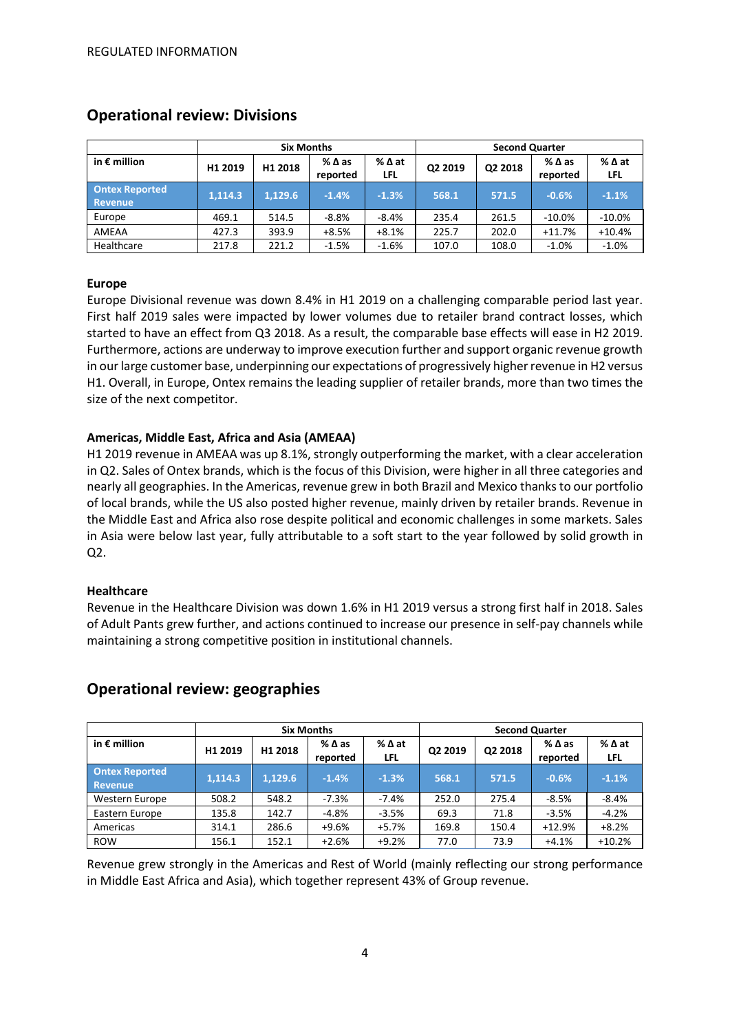## Operational review: Divisions

| in € million | Six Months | | | | Second Quarter | | | |
|---|---|---|---|---|---|---|---|---|
| | H1 2019 | H1 2018 | % Δ as reported | % Δ at LFL | Q2 2019 | Q2 2018 | % Δ as reported | % Δ at LFL |
| **Ontex Reported Revenue** | **1,114.3** | **1,129.6** | **-1.4%** | **-1.3%** | **568.1** | **571.5** | **-0.6%** | **-1.1%** |
| Europe | 469.1 | 514.5 | -8.8% | -8.4% | 235.4 | 261.5 | -10.0% | -10.0% |
| AMEAA | 427.3 | 393.9 | +8.5% | +8.1% | 225.7 | 202.0 | +11.7% | +10.4% |
| Healthcare | 217.8 | 221.2 | -1.5% | -1.6% | 107.0 | 108.0 | -1.0% | -1.0% |

### Europe

Europe Divisional revenue was down 8.4% in H1 2019 on a challenging comparable period last year. First half 2019 sales were impacted by lower volumes due to retailer brand contract losses, which started to have an effect from Q3 2018. As a result, the comparable base effects will ease in H2 2019. Furthermore, actions are underway to improve execution further and support organic revenue growth in our large customer base, underpinning our expectations of progressively higher revenue in H2 versus H1. Overall, in Europe, Ontex remains the leading supplier of retailer brands, more than two times the size of the next competitor.

### Americas, Middle East, Africa and Asia (AMEAA)

H1 2019 revenue in AMEAA was up 8.1%, strongly outperforming the market, with a clear acceleration in Q2. Sales of Ontex brands, which is the focus of this Division, were higher in all three categories and nearly all geographies. In the Americas, revenue grew in both Brazil and Mexico thanks to our portfolio of local brands, while the US also posted higher revenue, mainly driven by retailer brands. Revenue in the Middle East and Africa also rose despite political and economic challenges in some markets. Sales in Asia were below last year, fully attributable to a soft start to the year followed by solid growth in Q2.

### Healthcare

Revenue in the Healthcare Division was down 1.6% in H1 2019 versus a strong first half in 2018. Sales of Adult Pants grew further, and actions continued to increase our presence in self-pay channels while maintaining a strong competitive position in institutional channels.

## Operational review: geographies

| in € million | Six Months | | | | Second Quarter | | | |
|---|---|---|---|---|---|---|---|---|
| | H1 2019 | H1 2018 | % Δ as reported | % Δ at LFL | Q2 2019 | Q2 2018 | % Δ as reported | % Δ at LFL |
| **Ontex Reported Revenue** | **1,114.3** | **1,129.6** | **-1.4%** | **-1.3%** | **568.1** | **571.5** | **-0.6%** | **-1.1%** |
| Western Europe | 508.2 | 548.2 | -7.3% | -7.4% | 252.0 | 275.4 | -8.5% | -8.4% |
| Eastern Europe | 135.8 | 142.7 | -4.8% | -3.5% | 69.3 | 71.8 | -3.5% | -4.2% |
| Americas | 314.1 | 286.6 | +9.6% | +5.7% | 169.8 | 150.4 | +12.9% | +8.2% |
| ROW | 156.1 | 152.1 | +2.6% | +9.2% | 77.0 | 73.9 | +4.1% | +10.2% |

Revenue grew strongly in the Americas and Rest of World (mainly reflecting our strong performance in Middle East Africa and Asia), which together represent 43% of Group revenue.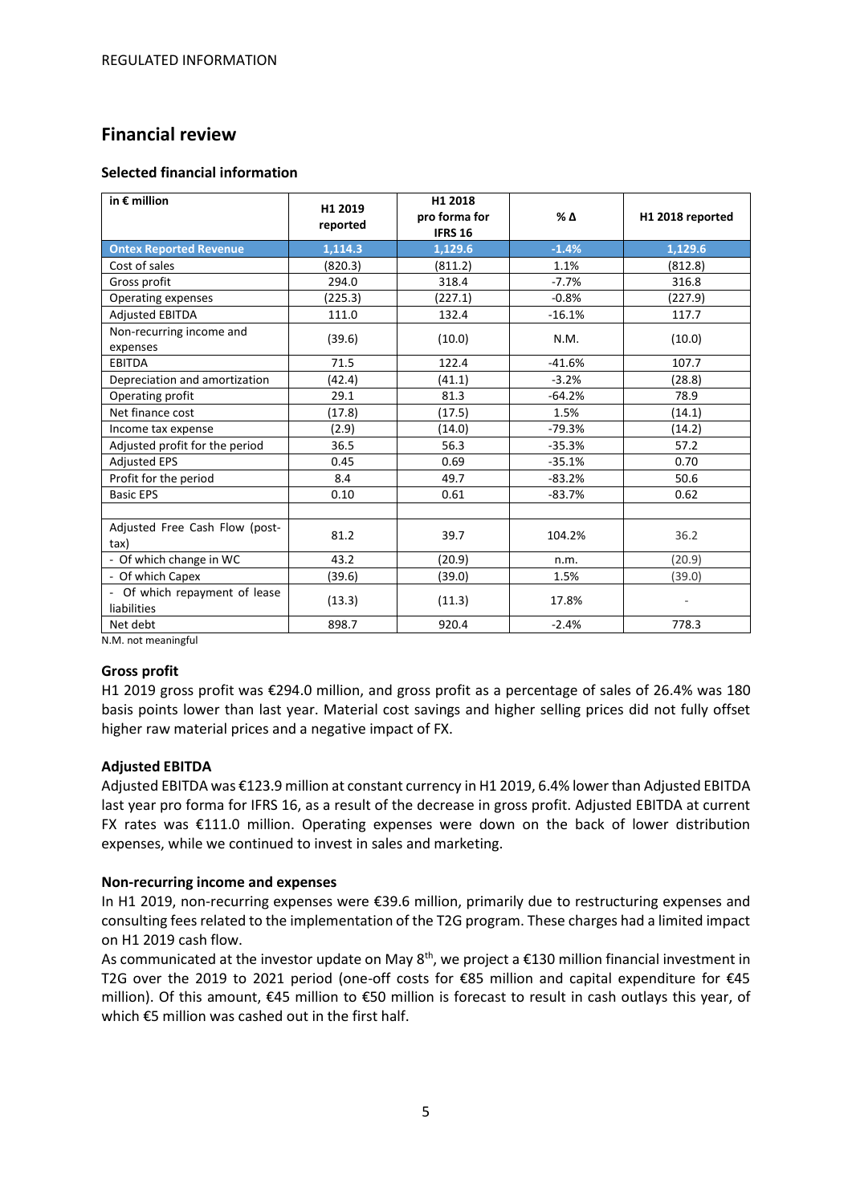REGULATED INFORMATION

## Financial review

### Selected financial information

| in € million | H1 2019 reported | H1 2018 pro forma for IFRS 16 | % Δ | H1 2018 reported |
|---|---|---|---|---|
| **Ontex Reported Revenue** | **1,114.3** | **1,129.6** | **-1.4%** | **1,129.6** |
| Cost of sales | (820.3) | (811.2) | 1.1% | (812.8) |
| Gross profit | 294.0 | 318.4 | -7.7% | 316.8 |
| Operating expenses | (225.3) | (227.1) | -0.8% | (227.9) |
| Adjusted EBITDA | 111.0 | 132.4 | -16.1% | 117.7 |
| Non-recurring income and expenses | (39.6) | (10.0) | N.M. | (10.0) |
| EBITDA | 71.5 | 122.4 | -41.6% | 107.7 |
| Depreciation and amortization | (42.4) | (41.1) | -3.2% | (28.8) |
| Operating profit | 29.1 | 81.3 | -64.2% | 78.9 |
| Net finance cost | (17.8) | (17.5) | 1.5% | (14.1) |
| Income tax expense | (2.9) | (14.0) | -79.3% | (14.2) |
| Adjusted profit for the period | 36.5 | 56.3 | -35.3% | 57.2 |
| Adjusted EPS | 0.45 | 0.69 | -35.1% | 0.70 |
| Profit for the period | 8.4 | 49.7 | -83.2% | 50.6 |
| Basic EPS | 0.10 | 0.61 | -83.7% | 0.62 |
| | | | | |
| Adjusted Free Cash Flow (post-tax) | 81.2 | 39.7 | 104.2% | 36.2 |
| - Of which change in WC | 43.2 | (20.9) | n.m. | (20.9) |
| - Of which Capex | (39.6) | (39.0) | 1.5% | (39.0) |
| - Of which repayment of lease liabilities | (13.3) | (11.3) | 17.8% | - |
| Net debt | 898.7 | 920.4 | -2.4% | 778.3 |

N.M. not meaningful

### Gross profit

H1 2019 gross profit was €294.0 million, and gross profit as a percentage of sales of 26.4% was 180 basis points lower than last year. Material cost savings and higher selling prices did not fully offset higher raw material prices and a negative impact of FX.

### Adjusted EBITDA

Adjusted EBITDA was €123.9 million at constant currency in H1 2019, 6.4% lower than Adjusted EBITDA last year pro forma for IFRS 16, as a result of the decrease in gross profit. Adjusted EBITDA at current FX rates was €111.0 million. Operating expenses were down on the back of lower distribution expenses, while we continued to invest in sales and marketing.

### Non-recurring income and expenses

In H1 2019, non-recurring expenses were €39.6 million, primarily due to restructuring expenses and consulting fees related to the implementation of the T2G program. These charges had a limited impact on H1 2019 cash flow.

As communicated at the investor update on May 8th, we project a €130 million financial investment in T2G over the 2019 to 2021 period (one-off costs for €85 million and capital expenditure for €45 million). Of this amount, €45 million to €50 million is forecast to result in cash outlays this year, of which €5 million was cashed out in the first half.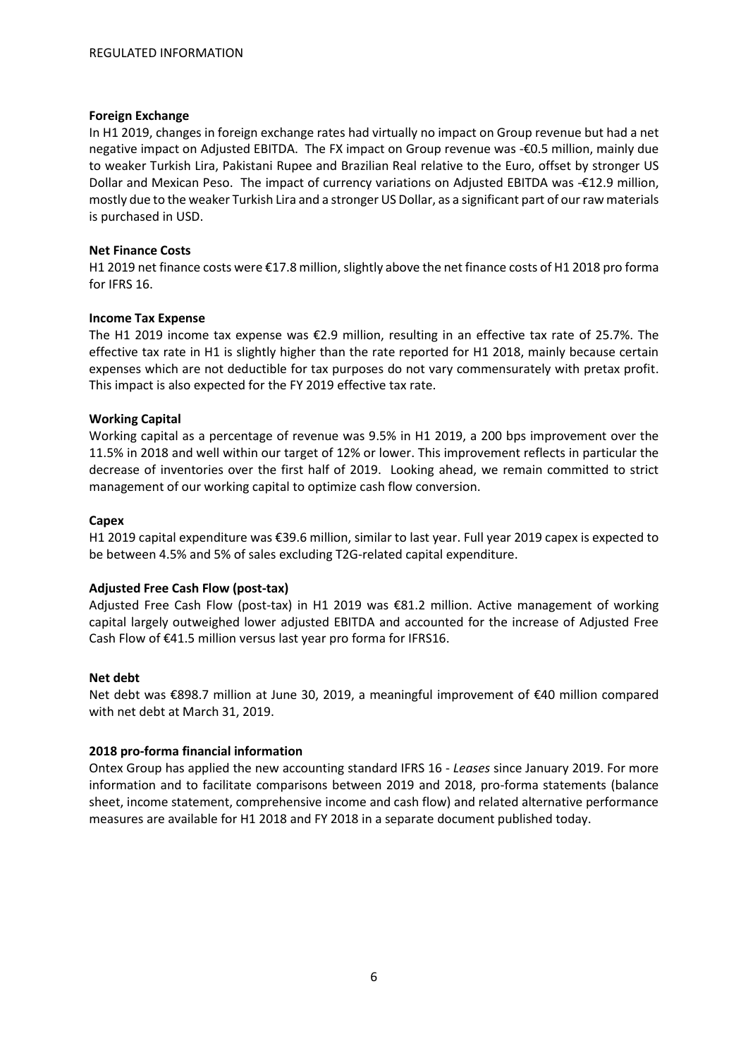**Foreign Exchange**

In H1 2019, changes in foreign exchange rates had virtually no impact on Group revenue but had a net negative impact on Adjusted EBITDA. The FX impact on Group revenue was -€0.5 million, mainly due to weaker Turkish Lira, Pakistani Rupee and Brazilian Real relative to the Euro, offset by stronger US Dollar and Mexican Peso. The impact of currency variations on Adjusted EBITDA was -€12.9 million, mostly due to the weaker Turkish Lira and a stronger US Dollar, as a significant part of our raw materials is purchased in USD.

**Net Finance Costs**

H1 2019 net finance costs were €17.8 million, slightly above the net finance costs of H1 2018 pro forma for IFRS 16.

**Income Tax Expense**

The H1 2019 income tax expense was €2.9 million, resulting in an effective tax rate of 25.7%. The effective tax rate in H1 is slightly higher than the rate reported for H1 2018, mainly because certain expenses which are not deductible for tax purposes do not vary commensurately with pretax profit. This impact is also expected for the FY 2019 effective tax rate.

**Working Capital**

Working capital as a percentage of revenue was 9.5% in H1 2019, a 200 bps improvement over the 11.5% in 2018 and well within our target of 12% or lower. This improvement reflects in particular the decrease of inventories over the first half of 2019. Looking ahead, we remain committed to strict management of our working capital to optimize cash flow conversion.

**Capex**

H1 2019 capital expenditure was €39.6 million, similar to last year. Full year 2019 capex is expected to be between 4.5% and 5% of sales excluding T2G-related capital expenditure.

**Adjusted Free Cash Flow (post-tax)**

Adjusted Free Cash Flow (post-tax) in H1 2019 was €81.2 million. Active management of working capital largely outweighed lower adjusted EBITDA and accounted for the increase of Adjusted Free Cash Flow of €41.5 million versus last year pro forma for IFRS16.

**Net debt**

Net debt was €898.7 million at June 30, 2019, a meaningful improvement of €40 million compared with net debt at March 31, 2019.

**2018 pro-forma financial information**

Ontex Group has applied the new accounting standard IFRS 16 - *Leases* since January 2019. For more information and to facilitate comparisons between 2019 and 2018, pro-forma statements (balance sheet, income statement, comprehensive income and cash flow) and related alternative performance measures are available for H1 2018 and FY 2018 in a separate document published today.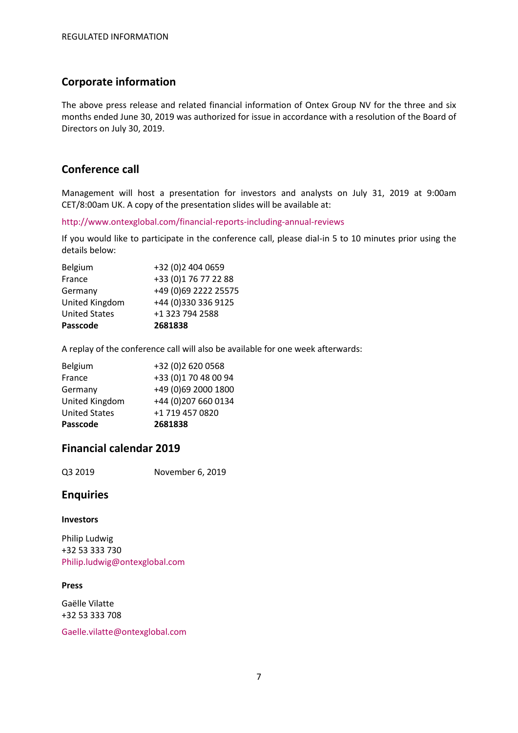REGULATED INFORMATION

## Corporate information

The above press release and related financial information of Ontex Group NV for the three and six months ended June 30, 2019 was authorized for issue in accordance with a resolution of the Board of Directors on July 30, 2019.

## Conference call

Management will host a presentation for investors and analysts on July 31, 2019 at 9:00am CET/8:00am UK. A copy of the presentation slides will be available at:

http://www.ontexglobal.com/financial-reports-including-annual-reviews

If you would like to participate in the conference call, please dial-in 5 to 10 minutes prior using the details below:

| | |
|---|---|
| Belgium | +32 (0)2 404 0659 |
| France | +33 (0)1 76 77 22 88 |
| Germany | +49 (0)69 2222 25575 |
| United Kingdom | +44 (0)330 336 9125 |
| United States | +1 323 794 2588 |
| **Passcode** | **2681838** |

A replay of the conference call will also be available for one week afterwards:

| | |
|---|---|
| Belgium | +32 (0)2 620 0568 |
| France | +33 (0)1 70 48 00 94 |
| Germany | +49 (0)69 2000 1800 |
| United Kingdom | +44 (0)207 660 0134 |
| United States | +1 719 457 0820 |
| **Passcode** | **2681838** |

## Financial calendar 2019

| | |
|---|---|
| Q3 2019 | November 6, 2019 |

## Enquiries

**Investors**

Philip Ludwig
+32 53 333 730
Philip.ludwig@ontexglobal.com

**Press**

Gaëlle Vilatte
+32 53 333 708

Gaelle.vilatte@ontexglobal.com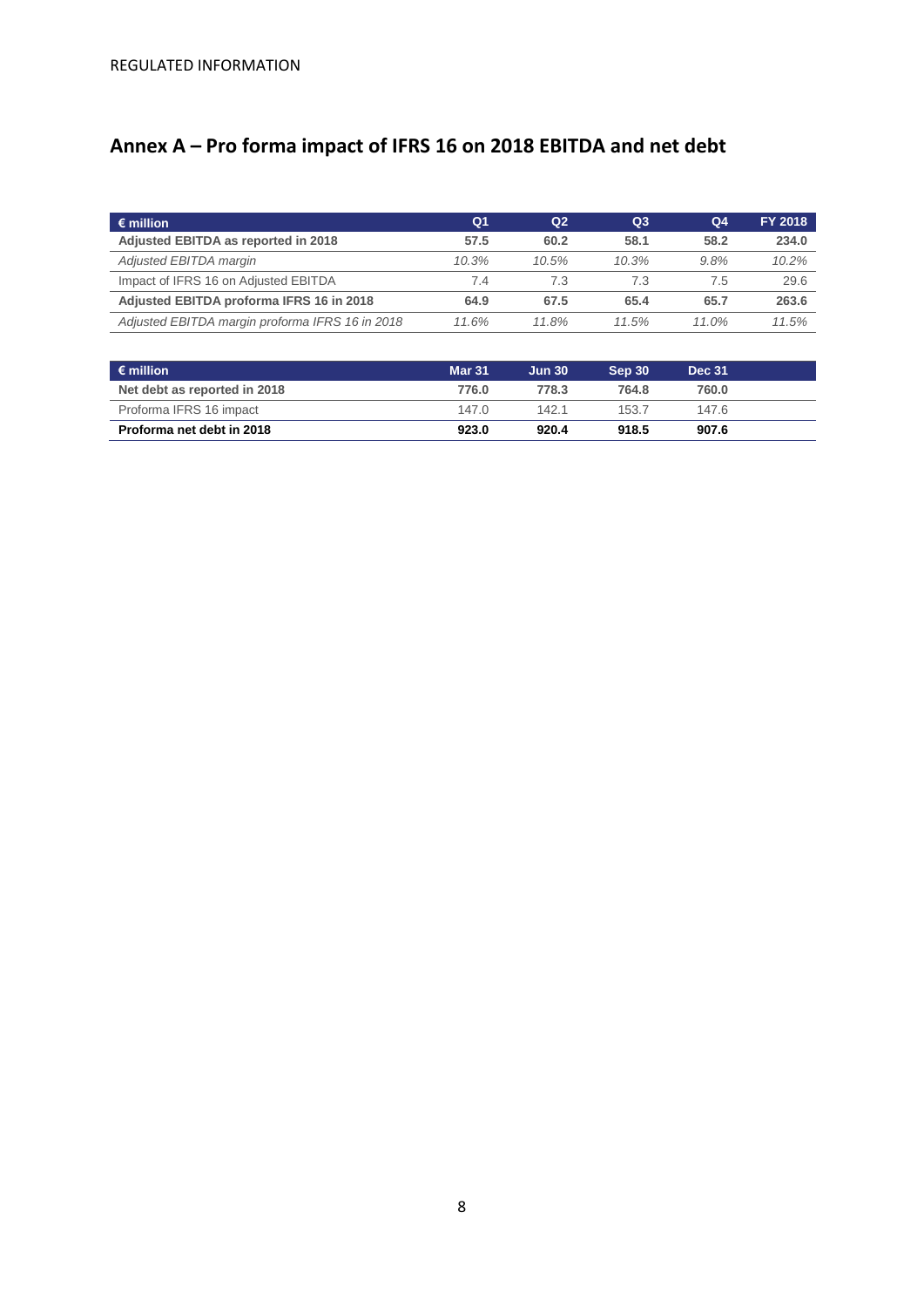## Annex A – Pro forma impact of IFRS 16 on 2018 EBITDA and net debt

| € million | Q1 | Q2 | Q3 | Q4 | FY 2018 |
|---|---|---|---|---|---|
| **Adjusted EBITDA as reported in 2018** | **57.5** | **60.2** | **58.1** | **58.2** | **234.0** |
| *Adjusted EBITDA margin* | *10.3%* | *10.5%* | *10.3%* | *9.8%* | *10.2%* |
| Impact of IFRS 16 on Adjusted EBITDA | 7.4 | 7.3 | 7.3 | 7.5 | 29.6 |
| **Adjusted EBITDA proforma IFRS 16 in 2018** | **64.9** | **67.5** | **65.4** | **65.7** | **263.6** |
| *Adjusted EBITDA margin proforma IFRS 16 in 2018* | *11.6%* | *11.8%* | *11.5%* | *11.0%* | *11.5%* |

| € million | Mar 31 | Jun 30 | Sep 30 | Dec 31 |
|---|---|---|---|---|
| **Net debt as reported in 2018** | **776.0** | **778.3** | **764.8** | **760.0** |
| Proforma IFRS 16 impact | 147.0 | 142.1 | 153.7 | 147.6 |
| **Proforma net debt in 2018** | **923.0** | **920.4** | **918.5** | **907.6** |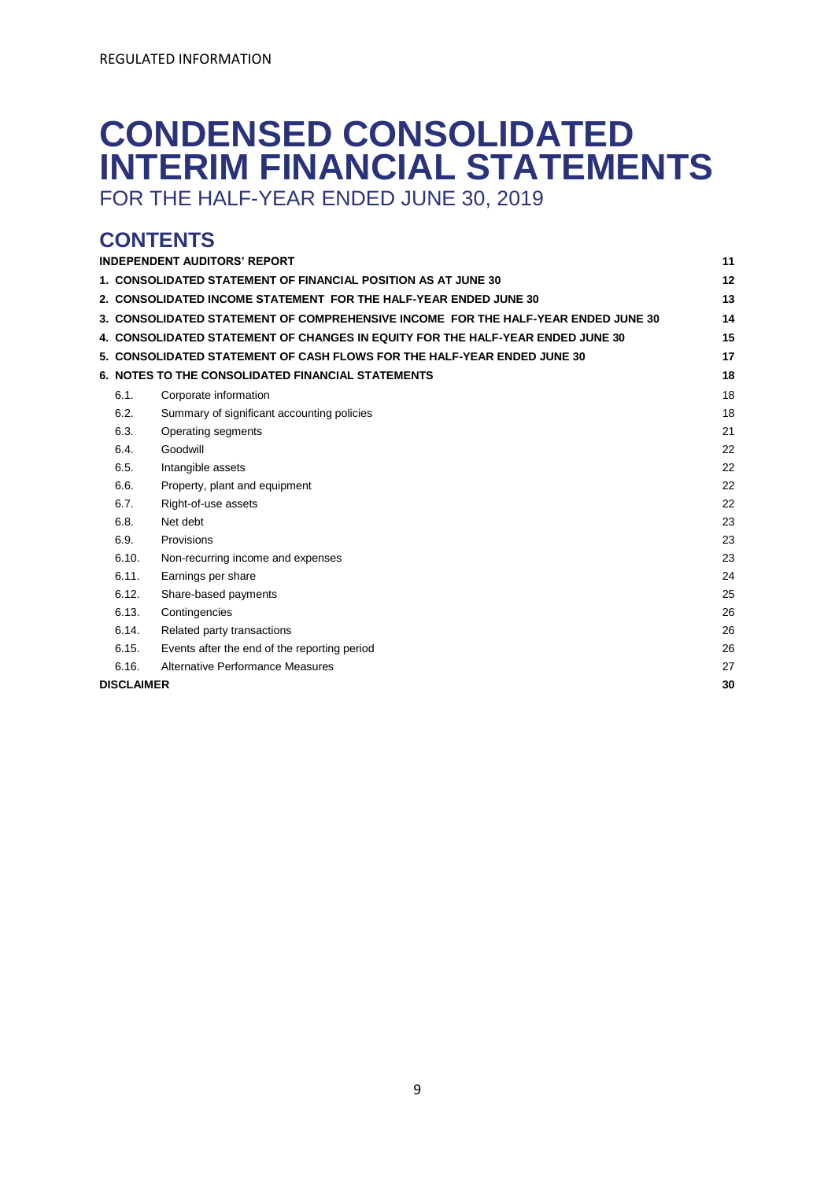REGULATED INFORMATION

# CONDENSED CONSOLIDATED INTERIM FINANCIAL STATEMENTS

FOR THE HALF-YEAR ENDED JUNE 30, 2019

## CONTENTS

| | | |
|---|---|---|
| **INDEPENDENT AUDITORS' REPORT** | | **11** |
| **1. CONSOLIDATED STATEMENT OF FINANCIAL POSITION AS AT JUNE 30** | | **12** |
| **2. CONSOLIDATED INCOME STATEMENT FOR THE HALF-YEAR ENDED JUNE 30** | | **13** |
| **3. CONSOLIDATED STATEMENT OF COMPREHENSIVE INCOME FOR THE HALF-YEAR ENDED JUNE 30** | | **14** |
| **4. CONSOLIDATED STATEMENT OF CHANGES IN EQUITY FOR THE HALF-YEAR ENDED JUNE 30** | | **15** |
| **5. CONSOLIDATED STATEMENT OF CASH FLOWS FOR THE HALF-YEAR ENDED JUNE 30** | | **17** |
| **6. NOTES TO THE CONSOLIDATED FINANCIAL STATEMENTS** | | **18** |
| 6.1. | Corporate information | 18 |
| 6.2. | Summary of significant accounting policies | 18 |
| 6.3. | Operating segments | 21 |
| 6.4. | Goodwill | 22 |
| 6.5. | Intangible assets | 22 |
| 6.6. | Property, plant and equipment | 22 |
| 6.7. | Right-of-use assets | 22 |
| 6.8. | Net debt | 23 |
| 6.9. | Provisions | 23 |
| 6.10. | Non-recurring income and expenses | 23 |
| 6.11. | Earnings per share | 24 |
| 6.12. | Share-based payments | 25 |
| 6.13. | Contingencies | 26 |
| 6.14. | Related party transactions | 26 |
| 6.15. | Events after the end of the reporting period | 26 |
| 6.16. | Alternative Performance Measures | 27 |
| **DISCLAIMER** | | **30** |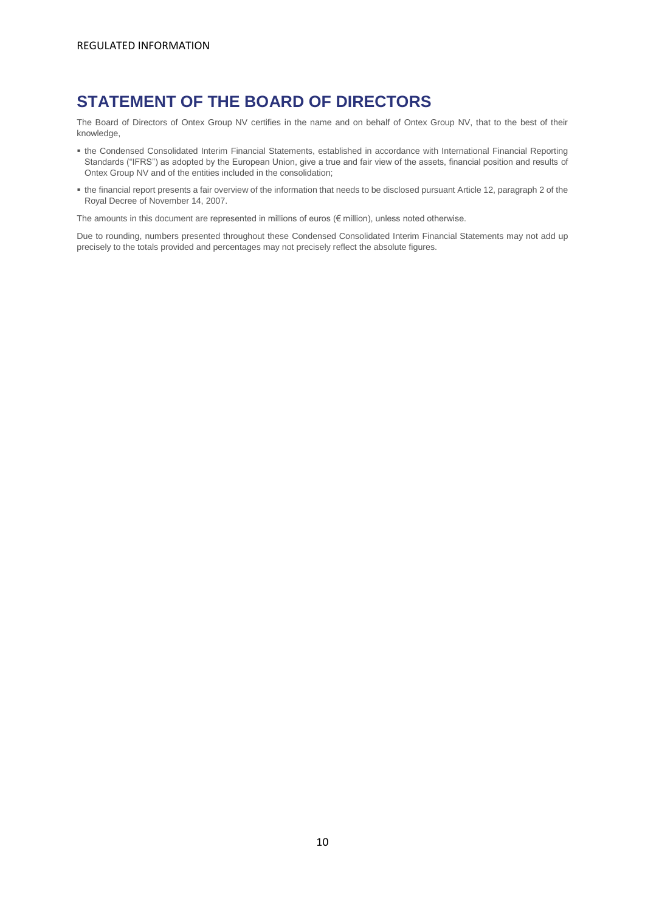# STATEMENT OF THE BOARD OF DIRECTORS

The Board of Directors of Ontex Group NV certifies in the name and on behalf of Ontex Group NV, that to the best of their knowledge,

- the Condensed Consolidated Interim Financial Statements, established in accordance with International Financial Reporting Standards ("IFRS") as adopted by the European Union, give a true and fair view of the assets, financial position and results of Ontex Group NV and of the entities included in the consolidation;
- the financial report presents a fair overview of the information that needs to be disclosed pursuant Article 12, paragraph 2 of the Royal Decree of November 14, 2007.

The amounts in this document are represented in millions of euros (€ million), unless noted otherwise.

Due to rounding, numbers presented throughout these Condensed Consolidated Interim Financial Statements may not add up precisely to the totals provided and percentages may not precisely reflect the absolute figures.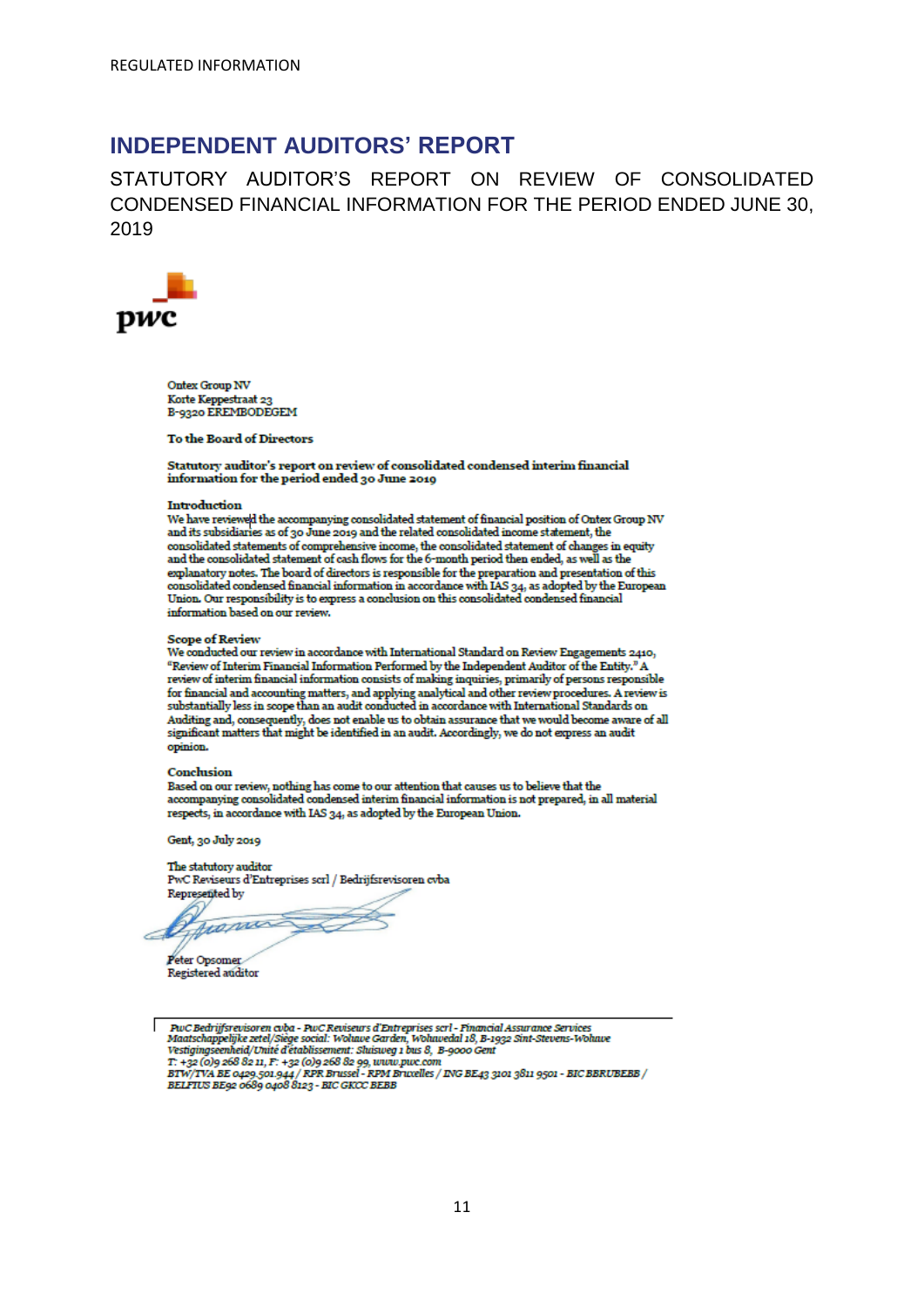REGULATED INFORMATION

# INDEPENDENT AUDITORS' REPORT

STATUTORY AUDITOR'S REPORT ON REVIEW OF CONSOLIDATED CONDENSED FINANCIAL INFORMATION FOR THE PERIOD ENDED JUNE 30, 2019

pwc

Ontex Group NV
Korte Keppestraat 23
B-9320 EREMBODEGEM

**To the Board of Directors**

**Statutory auditor's report on review of consolidated condensed interim financial information for the period ended 30 June 2019**

**Introduction**

We have reviewed the accompanying consolidated statement of financial position of Ontex Group NV and its subsidiaries as of 30 June 2019 and the related consolidated income statement, the consolidated statements of comprehensive income, the consolidated statement of changes in equity and the consolidated statement of cash flows for the 6-month period then ended, as well as the explanatory notes. The board of directors is responsible for the preparation and presentation of this consolidated condensed financial information in accordance with IAS 34, as adopted by the European Union. Our responsibility is to express a conclusion on this consolidated condensed financial information based on our review.

**Scope of Review**

We conducted our review in accordance with International Standard on Review Engagements 2410, "Review of Interim Financial Information Performed by the Independent Auditor of the Entity." A review of interim financial information consists of making inquiries, primarily of persons responsible for financial and accounting matters, and applying analytical and other review procedures. A review is substantially less in scope than an audit conducted in accordance with International Standards on Auditing and, consequently, does not enable us to obtain assurance that we would become aware of all significant matters that might be identified in an audit. Accordingly, we do not express an audit opinion.

**Conclusion**

Based on our review, nothing has come to our attention that causes us to believe that the accompanying consolidated condensed interim financial information is not prepared, in all material respects, in accordance with IAS 34, as adopted by the European Union.

Gent, 30 July 2019

The statutory auditor
PwC Reviseurs d'Entreprises scrl / Bedrijfsrevisoren cvba
Represented by

Peter Opsomer
Registered auditor

*PwC Bedrijfsrevisoren cvba - PwC Reviseurs d'Entreprises scrl - Financial Assurance Services*
*Maatschappelijke zetel/Siège social: Woluwe Garden, Woluwedal 18, B-1932 Sint-Stevens-Woluwe*
*Vestigingseenheid/Unité d'établissement: Sluisweg 1 bus 8, B-9000 Gent*
*T: +32 (0)9 268 82 11, F: +32 (0)9 268 82 99, www.pwc.com*
*BTW/TVA BE 0429.501.944 / RPR Brussel - RPM Bruxelles / ING BE43 3101 3811 9501 - BIC BBRUBEBB / BELFIUS BE92 0689 0408 8123 - BIC GKCC BEBB*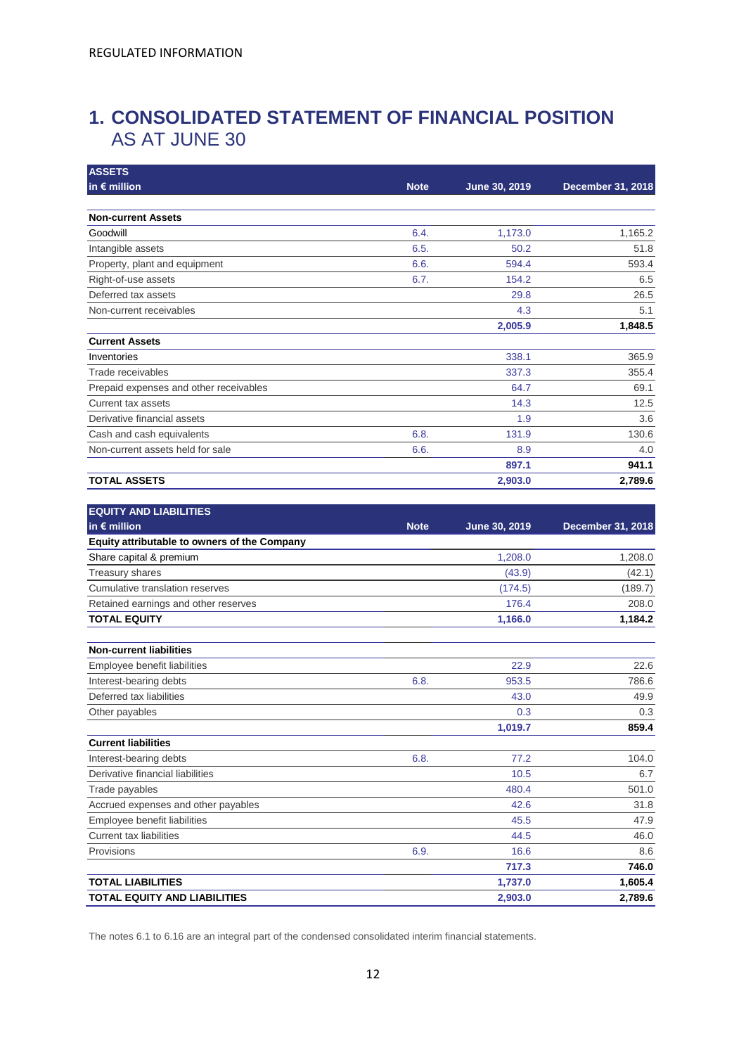REGULATED INFORMATION

# 1. CONSOLIDATED STATEMENT OF FINANCIAL POSITION
## AS AT JUNE 30

| ASSETS in € million | Note | June 30, 2019 | December 31, 2018 |
|---|---|---|---|
| **Non-current Assets** | | | |
| Goodwill | 6.4. | 1,173.0 | 1,165.2 |
| Intangible assets | 6.5. | 50.2 | 51.8 |
| Property, plant and equipment | 6.6. | 594.4 | 593.4 |
| Right-of-use assets | 6.7. | 154.2 | 6.5 |
| Deferred tax assets | | 29.8 | 26.5 |
| Non-current receivables | | 4.3 | 5.1 |
| | | **2,005.9** | **1,848.5** |
| **Current Assets** | | | |
| Inventories | | 338.1 | 365.9 |
| Trade receivables | | 337.3 | 355.4 |
| Prepaid expenses and other receivables | | 64.7 | 69.1 |
| Current tax assets | | 14.3 | 12.5 |
| Derivative financial assets | | 1.9 | 3.6 |
| Cash and cash equivalents | 6.8. | 131.9 | 130.6 |
| Non-current assets held for sale | 6.6. | 8.9 | 4.0 |
| | | **897.1** | **941.1** |
| **TOTAL ASSETS** | | **2,903.0** | **2,789.6** |

| EQUITY AND LIABILITIES in € million | Note | June 30, 2019 | December 31, 2018 |
|---|---|---|---|
| **Equity attributable to owners of the Company** | | | |
| Share capital & premium | | 1,208.0 | 1,208.0 |
| Treasury shares | | (43.9) | (42.1) |
| Cumulative translation reserves | | (174.5) | (189.7) |
| Retained earnings and other reserves | | 176.4 | 208.0 |
| **TOTAL EQUITY** | | **1,166.0** | **1,184.2** |
| **Non-current liabilities** | | | |
| Employee benefit liabilities | | 22.9 | 22.6 |
| Interest-bearing debts | 6.8. | 953.5 | 786.6 |
| Deferred tax liabilities | | 43.0 | 49.9 |
| Other payables | | 0.3 | 0.3 |
| | | **1,019.7** | **859.4** |
| **Current liabilities** | | | |
| Interest-bearing debts | 6.8. | 77.2 | 104.0 |
| Derivative financial liabilities | | 10.5 | 6.7 |
| Trade payables | | 480.4 | 501.0 |
| Accrued expenses and other payables | | 42.6 | 31.8 |
| Employee benefit liabilities | | 45.5 | 47.9 |
| Current tax liabilities | | 44.5 | 46.0 |
| Provisions | 6.9. | 16.6 | 8.6 |
| | | **717.3** | **746.0** |
| **TOTAL LIABILITIES** | | **1,737.0** | **1,605.4** |
| **TOTAL EQUITY AND LIABILITIES** | | **2,903.0** | **2,789.6** |

The notes 6.1 to 6.16 are an integral part of the condensed consolidated interim financial statements.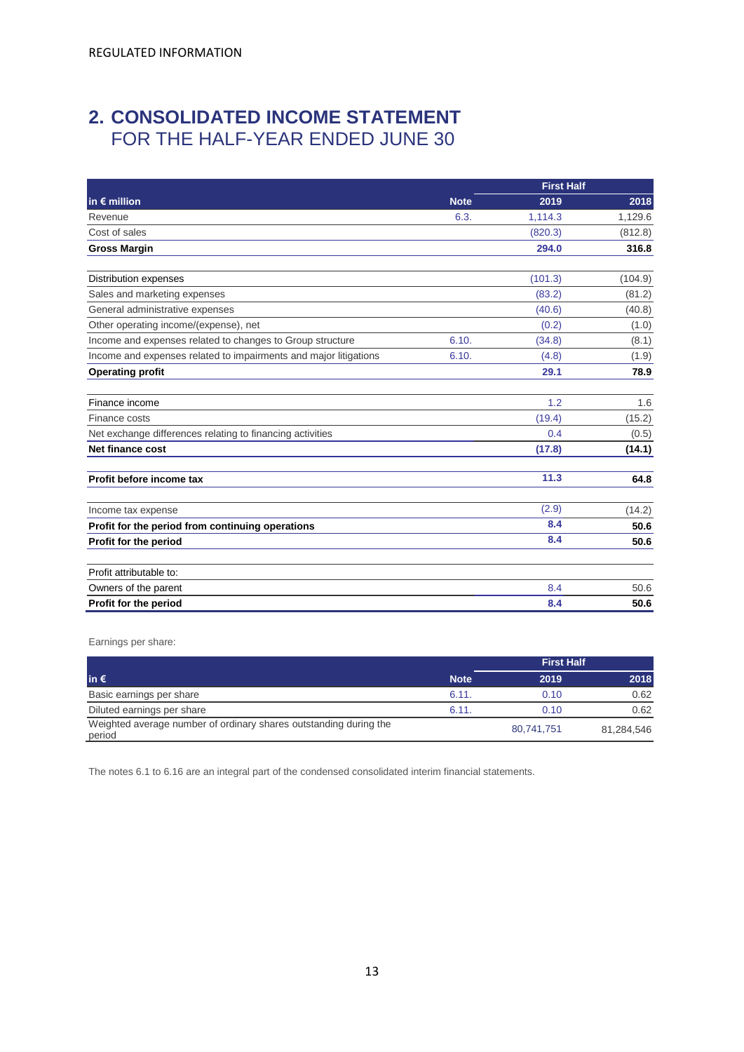REGULATED INFORMATION

## 2. CONSOLIDATED INCOME STATEMENT
FOR THE HALF-YEAR ENDED JUNE 30

| | | First Half | |
|---|---|---|---|
| **in € million** | **Note** | **2019** | **2018** |
| Revenue | 6.3. | 1,114.3 | 1,129.6 |
| Cost of sales | | (820.3) | (812.8) |
| **Gross Margin** | | **294.0** | **316.8** |
| | | | |
| Distribution expenses | | (101.3) | (104.9) |
| Sales and marketing expenses | | (83.2) | (81.2) |
| General administrative expenses | | (40.6) | (40.8) |
| Other operating income/(expense), net | | (0.2) | (1.0) |
| Income and expenses related to changes to Group structure | 6.10. | (34.8) | (8.1) |
| Income and expenses related to impairments and major litigations | 6.10. | (4.8) | (1.9) |
| **Operating profit** | | **29.1** | **78.9** |
| | | | |
| Finance income | | 1.2 | 1.6 |
| Finance costs | | (19.4) | (15.2) |
| Net exchange differences relating to financing activities | | 0.4 | (0.5) |
| **Net finance cost** | | **(17.8)** | **(14.1)** |
| | | | |
| **Profit before income tax** | | **11.3** | **64.8** |
| | | | |
| Income tax expense | | (2.9) | (14.2) |
| **Profit for the period from continuing operations** | | **8.4** | **50.6** |
| **Profit for the period** | | **8.4** | **50.6** |
| | | | |
| Profit attributable to: | | | |
| Owners of the parent | | 8.4 | 50.6 |
| **Profit for the period** | | **8.4** | **50.6** |

Earnings per share:

| | | First Half | |
|---|---|---|---|
| **in €** | **Note** | **2019** | **2018** |
| Basic earnings per share | 6.11. | 0.10 | 0.62 |
| Diluted earnings per share | 6.11. | 0.10 | 0.62 |
| Weighted average number of ordinary shares outstanding during the period | | 80,741,751 | 81,284,546 |

The notes 6.1 to 6.16 are an integral part of the condensed consolidated interim financial statements.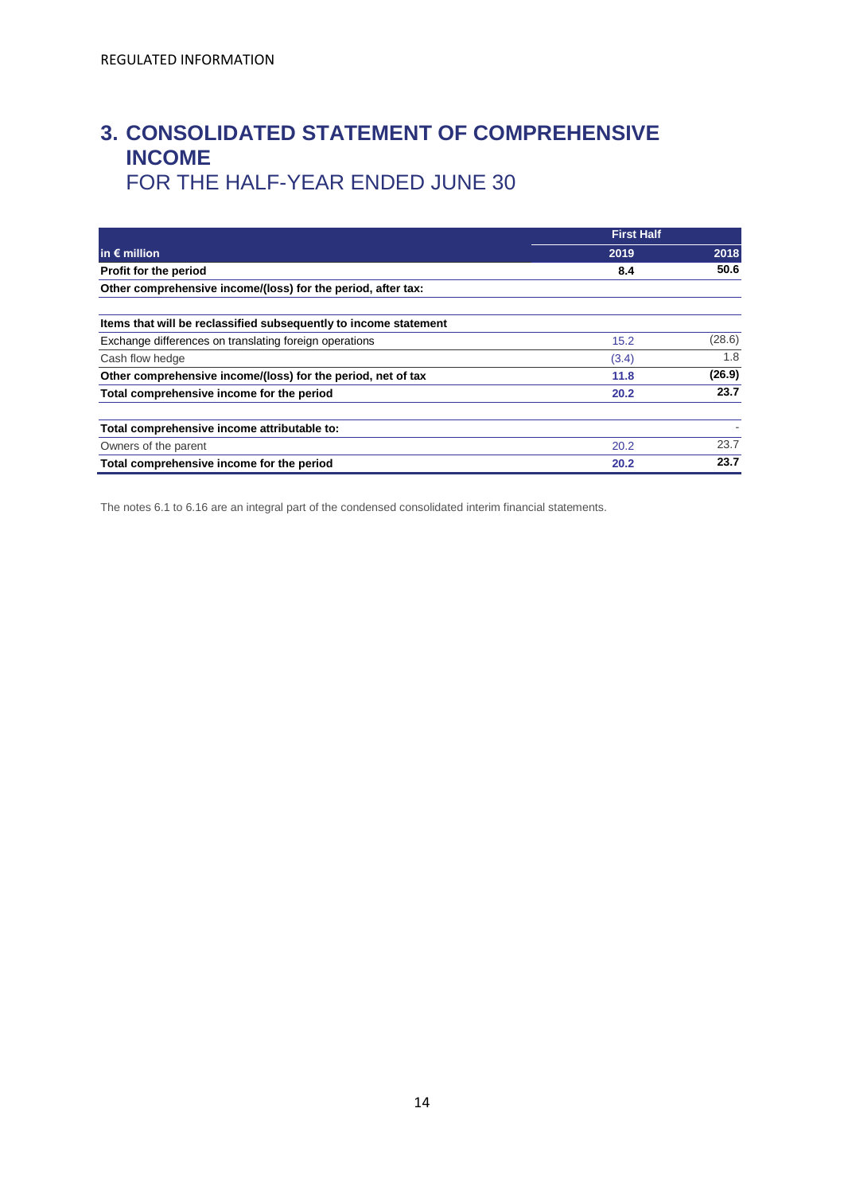REGULATED INFORMATION

# 3. CONSOLIDATED STATEMENT OF COMPREHENSIVE INCOME
## FOR THE HALF-YEAR ENDED JUNE 30

| | First Half | |
|---|---|---|
| **in € million** | **2019** | **2018** |
| **Profit for the period** | **8.4** | **50.6** |
| **Other comprehensive income/(loss) for the period, after tax:** | | |
| | | |
| **Items that will be reclassified subsequently to income statement** | | |
| Exchange differences on translating foreign operations | 15.2 | (28.6) |
| Cash flow hedge | (3.4) | 1.8 |
| **Other comprehensive income/(loss) for the period, net of tax** | **11.8** | **(26.9)** |
| **Total comprehensive income for the period** | **20.2** | **23.7** |
| | | |
| **Total comprehensive income attributable to:** | | - |
| Owners of the parent | 20.2 | 23.7 |
| **Total comprehensive income for the period** | **20.2** | **23.7** |

The notes 6.1 to 6.16 are an integral part of the condensed consolidated interim financial statements.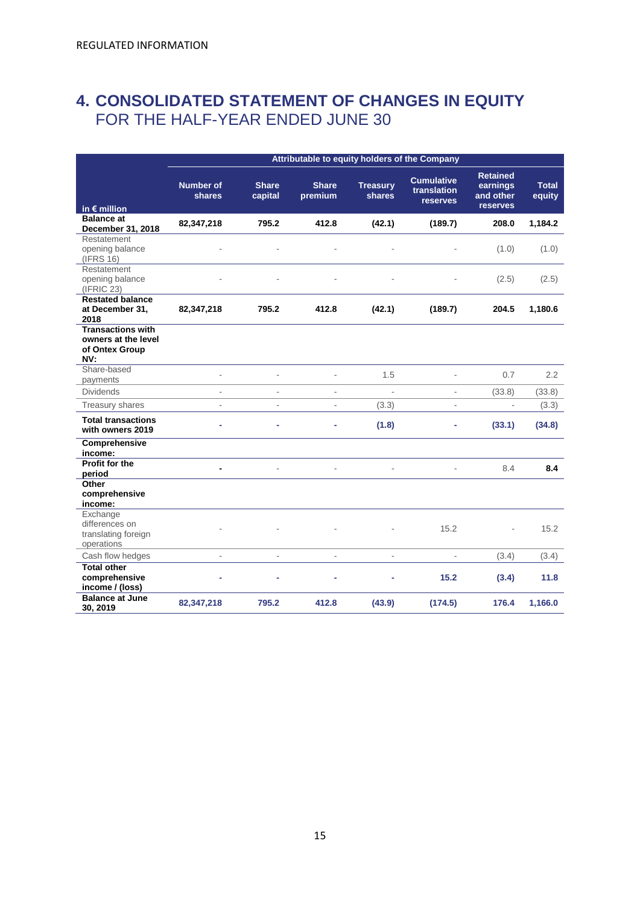REGULATED INFORMATION

# 4. CONSOLIDATED STATEMENT OF CHANGES IN EQUITY
## FOR THE HALF-YEAR ENDED JUNE 30

| | Attributable to equity holders of the Company | | | | | | |
|---|---|---|---|---|---|---|---|
| in € million | Number of shares | Share capital | Share premium | Treasury shares | Cumulative translation reserves | Retained earnings and other reserves | Total equity |
| **Balance at December 31, 2018** | **82,347,218** | **795.2** | **412.8** | **(42.1)** | **(189.7)** | **208.0** | **1,184.2** |
| Restatement opening balance (IFRS 16) | - | - | - | - | - | (1.0) | (1.0) |
| Restatement opening balance (IFRIC 23) | - | - | - | - | - | (2.5) | (2.5) |
| **Restated balance at December 31, 2018** | **82,347,218** | **795.2** | **412.8** | **(42.1)** | **(189.7)** | **204.5** | **1,180.6** |
| **Transactions with owners at the level of Ontex Group NV:** | | | | | | | |
| Share-based payments | - | - | - | 1.5 | - | 0.7 | 2.2 |
| Dividends | - | - | - | - | - | (33.8) | (33.8) |
| Treasury shares | - | - | - | (3.3) | - | - | (3.3) |
| **Total transactions with owners 2019** | **-** | **-** | **-** | **(1.8)** | **-** | **(33.1)** | **(34.8)** |
| **Comprehensive income:** | | | | | | | |
| **Profit for the period** | **-** | - | - | - | - | 8.4 | **8.4** |
| **Other comprehensive income:** | | | | | | | |
| Exchange differences on translating foreign operations | - | - | - | - | 15.2 | - | 15.2 |
| Cash flow hedges | - | - | - | - | - | (3.4) | (3.4) |
| **Total other comprehensive income / (loss)** | **-** | **-** | **-** | **-** | **15.2** | **(3.4)** | **11.8** |
| **Balance at June 30, 2019** | **82,347,218** | **795.2** | **412.8** | **(43.9)** | **(174.5)** | **176.4** | **1,166.0** |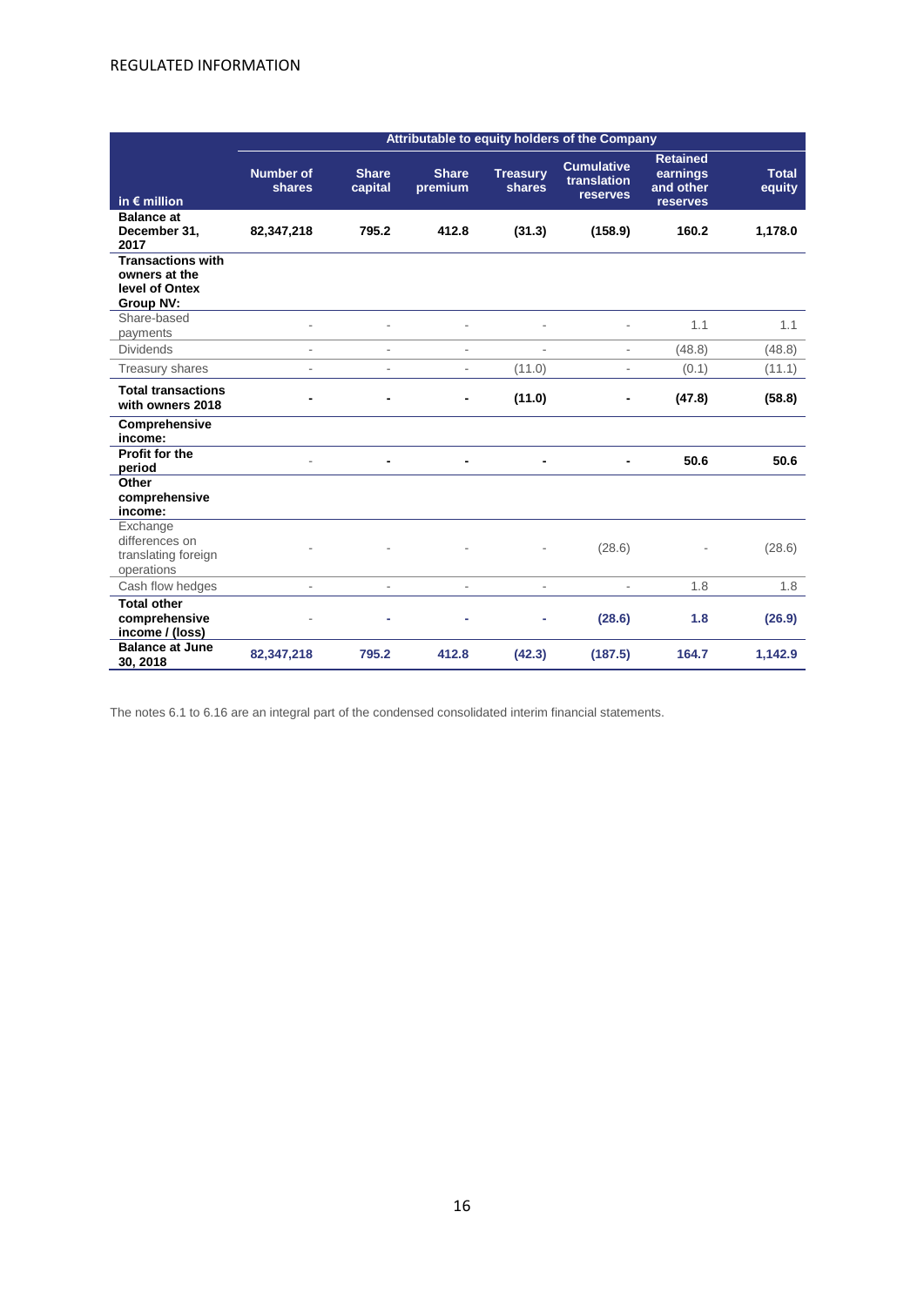| in € million | Number of shares | Share capital | Share premium | Treasury shares | Cumulative translation reserves | Retained earnings and other reserves | Total equity |
|---|---|---|---|---|---|---|---|
| | Attributable to equity holders of the Company | | | | | | |
| **Balance at December 31, 2017** | **82,347,218** | **795.2** | **412.8** | **(31.3)** | **(158.9)** | **160.2** | **1,178.0** |
| **Transactions with owners at the level of Ontex Group NV:** | | | | | | | |
| Share-based payments | - | - | - | - | - | 1.1 | 1.1 |
| Dividends | - | - | - | - | - | (48.8) | (48.8) |
| Treasury shares | - | - | - | (11.0) | - | (0.1) | (11.1) |
| **Total transactions with owners 2018** | **-** | **-** | **-** | **(11.0)** | **-** | **(47.8)** | **(58.8)** |
| **Comprehensive income:** | | | | | | | |
| **Profit for the period** | - | **-** | **-** | **-** | **-** | **50.6** | **50.6** |
| **Other comprehensive income:** | | | | | | | |
| Exchange differences on translating foreign operations | - | - | - | - | (28.6) | - | (28.6) |
| Cash flow hedges | - | - | - | - | - | 1.8 | 1.8 |
| **Total other comprehensive income / (loss)** | - | **-** | **-** | **-** | **(28.6)** | **1.8** | **(26.9)** |
| **Balance at June 30, 2018** | **82,347,218** | **795.2** | **412.8** | **(42.3)** | **(187.5)** | **164.7** | **1,142.9** |

The notes 6.1 to 6.16 are an integral part of the condensed consolidated interim financial statements.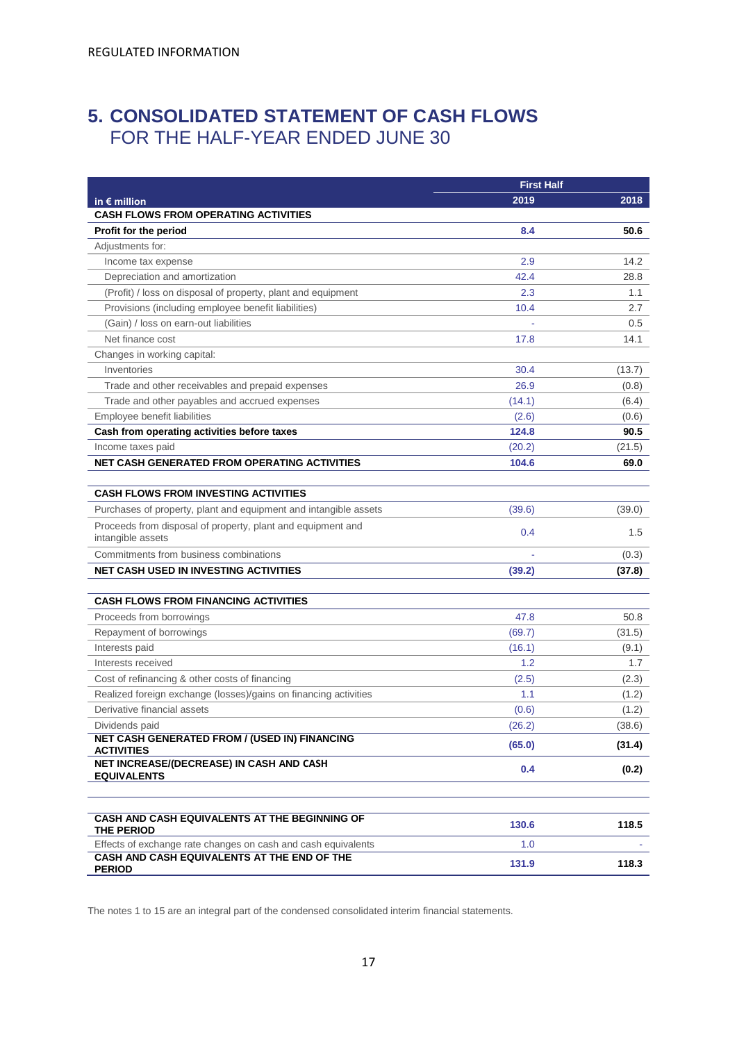# 5. CONSOLIDATED STATEMENT OF CASH FLOWS

## FOR THE HALF-YEAR ENDED JUNE 30

| | First Half | |
|---|---|---|
| **in € million** | **2019** | **2018** |
| **CASH FLOWS FROM OPERATING ACTIVITIES** | | |
| **Profit for the period** | **8.4** | **50.6** |
| Adjustments for: | | |
| Income tax expense | 2.9 | 14.2 |
| Depreciation and amortization | 42.4 | 28.8 |
| (Profit) / loss on disposal of property, plant and equipment | 2.3 | 1.1 |
| Provisions (including employee benefit liabilities) | 10.4 | 2.7 |
| (Gain) / loss on earn-out liabilities | - | 0.5 |
| Net finance cost | 17.8 | 14.1 |
| Changes in working capital: | | |
| Inventories | 30.4 | (13.7) |
| Trade and other receivables and prepaid expenses | 26.9 | (0.8) |
| Trade and other payables and accrued expenses | (14.1) | (6.4) |
| Employee benefit liabilities | (2.6) | (0.6) |
| **Cash from operating activities before taxes** | **124.8** | **90.5** |
| Income taxes paid | (20.2) | (21.5) |
| **NET CASH GENERATED FROM OPERATING ACTIVITIES** | **104.6** | **69.0** |
| | | |
| **CASH FLOWS FROM INVESTING ACTIVITIES** | | |
| Purchases of property, plant and equipment and intangible assets | (39.6) | (39.0) |
| Proceeds from disposal of property, plant and equipment and intangible assets | 0.4 | 1.5 |
| Commitments from business combinations | - | (0.3) |
| **NET CASH USED IN INVESTING ACTIVITIES** | **(39.2)** | **(37.8)** |
| | | |
| **CASH FLOWS FROM FINANCING ACTIVITIES** | | |
| Proceeds from borrowings | 47.8 | 50.8 |
| Repayment of borrowings | (69.7) | (31.5) |
| Interests paid | (16.1) | (9.1) |
| Interests received | 1.2 | 1.7 |
| Cost of refinancing & other costs of financing | (2.5) | (2.3) |
| Realized foreign exchange (losses)/gains on financing activities | 1.1 | (1.2) |
| Derivative financial assets | (0.6) | (1.2) |
| Dividends paid | (26.2) | (38.6) |
| **NET CASH GENERATED FROM / (USED IN) FINANCING ACTIVITIES** | **(65.0)** | **(31.4)** |
| **NET INCREASE/(DECREASE) IN CASH AND CASH EQUIVALENTS** | **0.4** | **(0.2)** |
| | | |
| **CASH AND CASH EQUIVALENTS AT THE BEGINNING OF THE PERIOD** | **130.6** | **118.5** |
| Effects of exchange rate changes on cash and cash equivalents | 1.0 | - |
| **CASH AND CASH EQUIVALENTS AT THE END OF THE PERIOD** | **131.9** | **118.3** |

The notes 1 to 15 are an integral part of the condensed consolidated interim financial statements.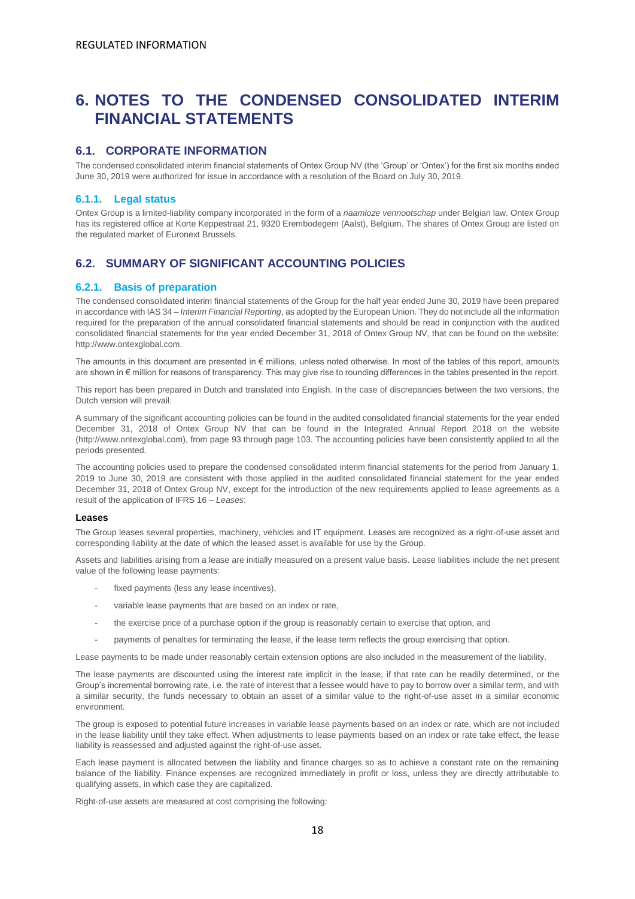# 6. NOTES TO THE CONDENSED CONSOLIDATED INTERIM FINANCIAL STATEMENTS

## 6.1. CORPORATE INFORMATION

The condensed consolidated interim financial statements of Ontex Group NV (the 'Group' or 'Ontex') for the first six months ended June 30, 2019 were authorized for issue in accordance with a resolution of the Board on July 30, 2019.

### 6.1.1. Legal status

Ontex Group is a limited-liability company incorporated in the form of a *naamloze vennootschap* under Belgian law. Ontex Group has its registered office at Korte Keppestraat 21, 9320 Erembodegem (Aalst), Belgium. The shares of Ontex Group are listed on the regulated market of Euronext Brussels.

## 6.2. SUMMARY OF SIGNIFICANT ACCOUNTING POLICIES

### 6.2.1. Basis of preparation

The condensed consolidated interim financial statements of the Group for the half year ended June 30, 2019 have been prepared in accordance with IAS 34 – *Interim Financial Reporting*, as adopted by the European Union. They do not include all the information required for the preparation of the annual consolidated financial statements and should be read in conjunction with the audited consolidated financial statements for the year ended December 31, 2018 of Ontex Group NV, that can be found on the website: http://www.ontexglobal.com.

The amounts in this document are presented in € millions, unless noted otherwise. In most of the tables of this report, amounts are shown in € million for reasons of transparency. This may give rise to rounding differences in the tables presented in the report.

This report has been prepared in Dutch and translated into English. In the case of discrepancies between the two versions, the Dutch version will prevail.

A summary of the significant accounting policies can be found in the audited consolidated financial statements for the year ended December 31, 2018 of Ontex Group NV that can be found in the Integrated Annual Report 2018 on the website (http://www.ontexglobal.com), from page 93 through page 103. The accounting policies have been consistently applied to all the periods presented.

The accounting policies used to prepare the condensed consolidated interim financial statements for the period from January 1, 2019 to June 30, 2019 are consistent with those applied in the audited consolidated financial statement for the year ended December 31, 2018 of Ontex Group NV, except for the introduction of the new requirements applied to lease agreements as a result of the application of IFRS 16 – *Leases*:

**Leases**

The Group leases several properties, machinery, vehicles and IT equipment. Leases are recognized as a right-of-use asset and corresponding liability at the date of which the leased asset is available for use by the Group.

Assets and liabilities arising from a lease are initially measured on a present value basis. Lease liabilities include the net present value of the following lease payments:

- fixed payments (less any lease incentives),
- variable lease payments that are based on an index or rate,
- the exercise price of a purchase option if the group is reasonably certain to exercise that option, and
- payments of penalties for terminating the lease, if the lease term reflects the group exercising that option.

Lease payments to be made under reasonably certain extension options are also included in the measurement of the liability.

The lease payments are discounted using the interest rate implicit in the lease, if that rate can be readily determined, or the Group's incremental borrowing rate, i.e. the rate of interest that a lessee would have to pay to borrow over a similar term, and with a similar security, the funds necessary to obtain an asset of a similar value to the right-of-use asset in a similar economic environment.

The group is exposed to potential future increases in variable lease payments based on an index or rate, which are not included in the lease liability until they take effect. When adjustments to lease payments based on an index or rate take effect, the lease liability is reassessed and adjusted against the right-of-use asset.

Each lease payment is allocated between the liability and finance charges so as to achieve a constant rate on the remaining balance of the liability. Finance expenses are recognized immediately in profit or loss, unless they are directly attributable to qualifying assets, in which case they are capitalized.

Right-of-use assets are measured at cost comprising the following: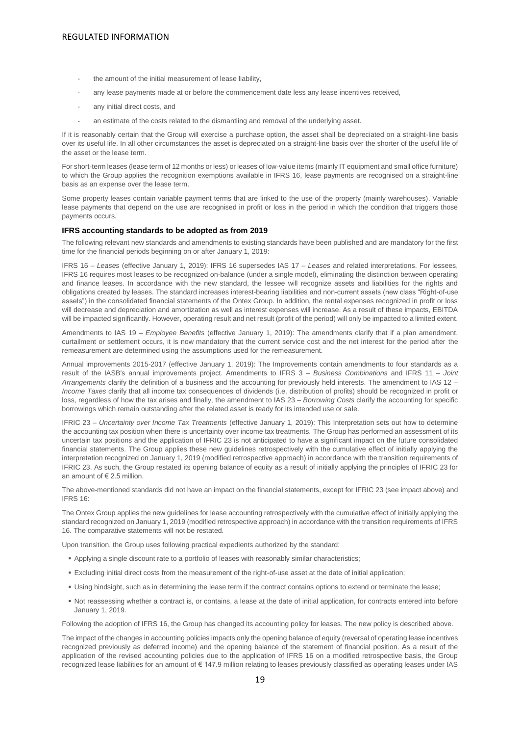- the amount of the initial measurement of lease liability,
- any lease payments made at or before the commencement date less any lease incentives received,
- any initial direct costs, and
- an estimate of the costs related to the dismantling and removal of the underlying asset.

If it is reasonably certain that the Group will exercise a purchase option, the asset shall be depreciated on a straight-line basis over its useful life. In all other circumstances the asset is depreciated on a straight-line basis over the shorter of the useful life of the asset or the lease term.

For short-term leases (lease term of 12 months or less) or leases of low-value items (mainly IT equipment and small office furniture) to which the Group applies the recognition exemptions available in IFRS 16, lease payments are recognised on a straight-line basis as an expense over the lease term.

Some property leases contain variable payment terms that are linked to the use of the property (mainly warehouses). Variable lease payments that depend on the use are recognised in profit or loss in the period in which the condition that triggers those payments occurs.

**IFRS accounting standards to be adopted as from 2019**

The following relevant new standards and amendments to existing standards have been published and are mandatory for the first time for the financial periods beginning on or after January 1, 2019:

IFRS 16 – *Leases* (effective January 1, 2019): IFRS 16 supersedes IAS 17 – *Leases* and related interpretations. For lessees, IFRS 16 requires most leases to be recognized on-balance (under a single model), eliminating the distinction between operating and finance leases. In accordance with the new standard, the lessee will recognize assets and liabilities for the rights and obligations created by leases. The standard increases interest-bearing liabilities and non-current assets (new class "Right-of-use assets") in the consolidated financial statements of the Ontex Group. In addition, the rental expenses recognized in profit or loss will decrease and depreciation and amortization as well as interest expenses will increase. As a result of these impacts, EBITDA will be impacted significantly. However, operating result and net result (profit of the period) will only be impacted to a limited extent.

Amendments to IAS 19 – *Employee Benefits* (effective January 1, 2019): The amendments clarify that if a plan amendment, curtailment or settlement occurs, it is now mandatory that the current service cost and the net interest for the period after the remeasurement are determined using the assumptions used for the remeasurement.

Annual improvements 2015-2017 (effective January 1, 2019): The Improvements contain amendments to four standards as a result of the IASB's annual improvements project. Amendments to IFRS 3 – *Business Combinations* and IFRS 11 – *Joint Arrangements* clarify the definition of a business and the accounting for previously held interests. The amendment to IAS 12 – *Income Taxes* clarify that all income tax consequences of dividends (i.e. distribution of profits) should be recognized in profit or loss, regardless of how the tax arises and finally, the amendment to IAS 23 – *Borrowing Costs* clarify the accounting for specific borrowings which remain outstanding after the related asset is ready for its intended use or sale.

IFRIC 23 – *Uncertainty over Income Tax Treatments* (effective January 1, 2019): This Interpretation sets out how to determine the accounting tax position when there is uncertainty over income tax treatments. The Group has performed an assessment of its uncertain tax positions and the application of IFRIC 23 is not anticipated to have a significant impact on the future consolidated financial statements. The Group applies these new guidelines retrospectively with the cumulative effect of initially applying the interpretation recognized on January 1, 2019 (modified retrospective approach) in accordance with the transition requirements of IFRIC 23. As such, the Group restated its opening balance of equity as a result of initially applying the principles of IFRIC 23 for an amount of € 2.5 million.

The above-mentioned standards did not have an impact on the financial statements, except for IFRIC 23 (see impact above) and IFRS 16:

The Ontex Group applies the new guidelines for lease accounting retrospectively with the cumulative effect of initially applying the standard recognized on January 1, 2019 (modified retrospective approach) in accordance with the transition requirements of IFRS 16. The comparative statements will not be restated.

Upon transition, the Group uses following practical expedients authorized by the standard:

- Applying a single discount rate to a portfolio of leases with reasonably similar characteristics;
- Excluding initial direct costs from the measurement of the right-of-use asset at the date of initial application;
- Using hindsight, such as in determining the lease term if the contract contains options to extend or terminate the lease;
- Not reassessing whether a contract is, or contains, a lease at the date of initial application, for contracts entered into before January 1, 2019.

Following the adoption of IFRS 16, the Group has changed its accounting policy for leases. The new policy is described above.

The impact of the changes in accounting policies impacts only the opening balance of equity (reversal of operating lease incentives recognized previously as deferred income) and the opening balance of the statement of financial position. As a result of the application of the revised accounting policies due to the application of IFRS 16 on a modified retrospective basis, the Group recognized lease liabilities for an amount of € 147.9 million relating to leases previously classified as operating leases under IAS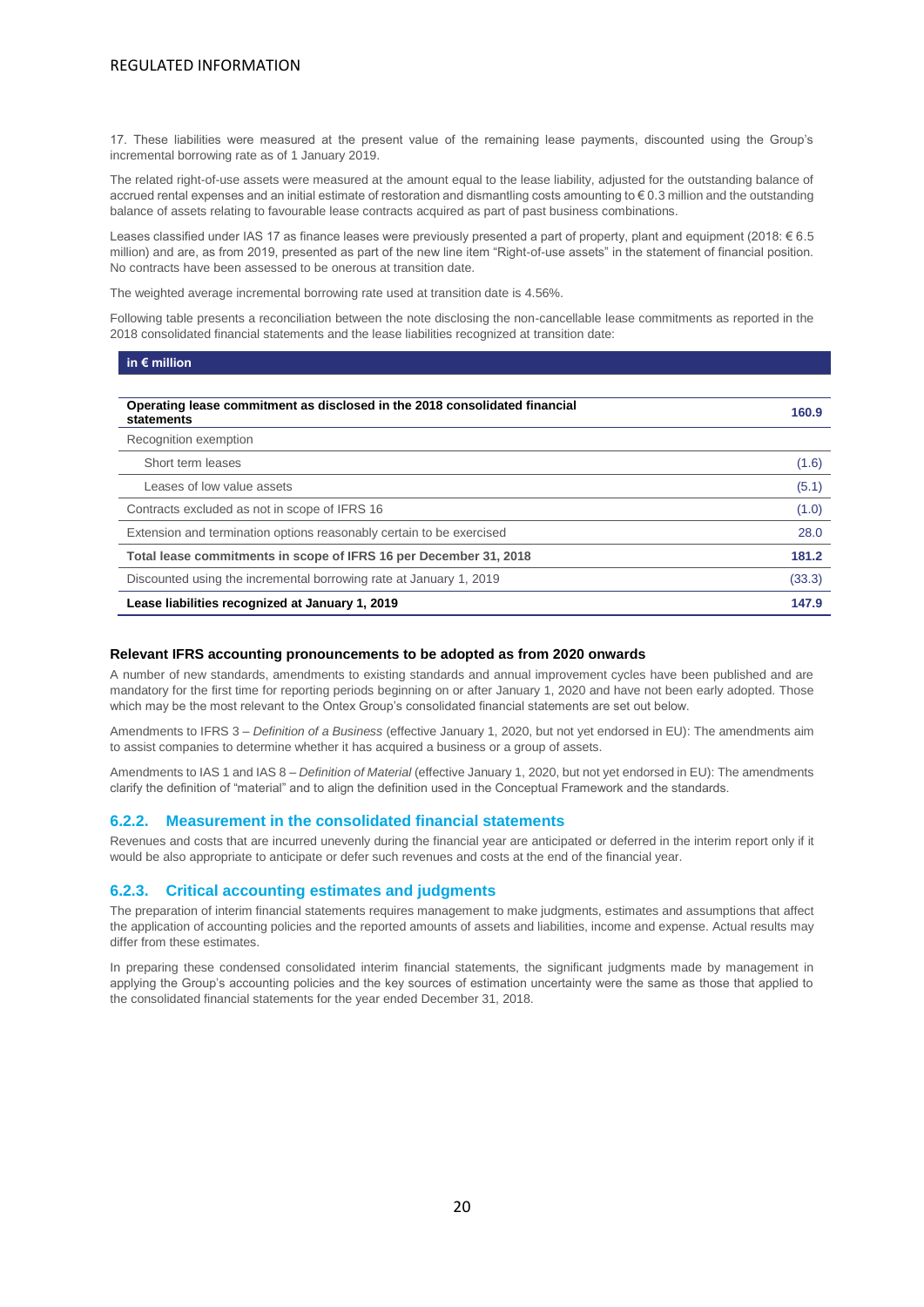17. These liabilities were measured at the present value of the remaining lease payments, discounted using the Group's incremental borrowing rate as of 1 January 2019.

The related right-of-use assets were measured at the amount equal to the lease liability, adjusted for the outstanding balance of accrued rental expenses and an initial estimate of restoration and dismantling costs amounting to € 0.3 million and the outstanding balance of assets relating to favourable lease contracts acquired as part of past business combinations.

Leases classified under IAS 17 as finance leases were previously presented a part of property, plant and equipment (2018: € 6.5 million) and are, as from 2019, presented as part of the new line item "Right-of-use assets" in the statement of financial position. No contracts have been assessed to be onerous at transition date.

The weighted average incremental borrowing rate used at transition date is 4.56%.

Following table presents a reconciliation between the note disclosing the non-cancellable lease commitments as reported in the 2018 consolidated financial statements and the lease liabilities recognized at transition date:

| in € million | |
|---|---|
| **Operating lease commitment as disclosed in the 2018 consolidated financial statements** | **160.9** |
| Recognition exemption | |
| Short term leases | (1.6) |
| Leases of low value assets | (5.1) |
| Contracts excluded as not in scope of IFRS 16 | (1.0) |
| Extension and termination options reasonably certain to be exercised | 28.0 |
| **Total lease commitments in scope of IFRS 16 per December 31, 2018** | **181.2** |
| Discounted using the incremental borrowing rate at January 1, 2019 | (33.3) |
| **Lease liabilities recognized at January 1, 2019** | **147.9** |

**Relevant IFRS accounting pronouncements to be adopted as from 2020 onwards**

A number of new standards, amendments to existing standards and annual improvement cycles have been published and are mandatory for the first time for reporting periods beginning on or after January 1, 2020 and have not been early adopted. Those which may be the most relevant to the Ontex Group's consolidated financial statements are set out below.

Amendments to IFRS 3 – *Definition of a Business* (effective January 1, 2020, but not yet endorsed in EU): The amendments aim to assist companies to determine whether it has acquired a business or a group of assets.

Amendments to IAS 1 and IAS 8 – *Definition of Material* (effective January 1, 2020, but not yet endorsed in EU): The amendments clarify the definition of "material" and to align the definition used in the Conceptual Framework and the standards.

### 6.2.2. Measurement in the consolidated financial statements

Revenues and costs that are incurred unevenly during the financial year are anticipated or deferred in the interim report only if it would be also appropriate to anticipate or defer such revenues and costs at the end of the financial year.

### 6.2.3. Critical accounting estimates and judgments

The preparation of interim financial statements requires management to make judgments, estimates and assumptions that affect the application of accounting policies and the reported amounts of assets and liabilities, income and expense. Actual results may differ from these estimates.

In preparing these condensed consolidated interim financial statements, the significant judgments made by management in applying the Group's accounting policies and the key sources of estimation uncertainty were the same as those that applied to the consolidated financial statements for the year ended December 31, 2018.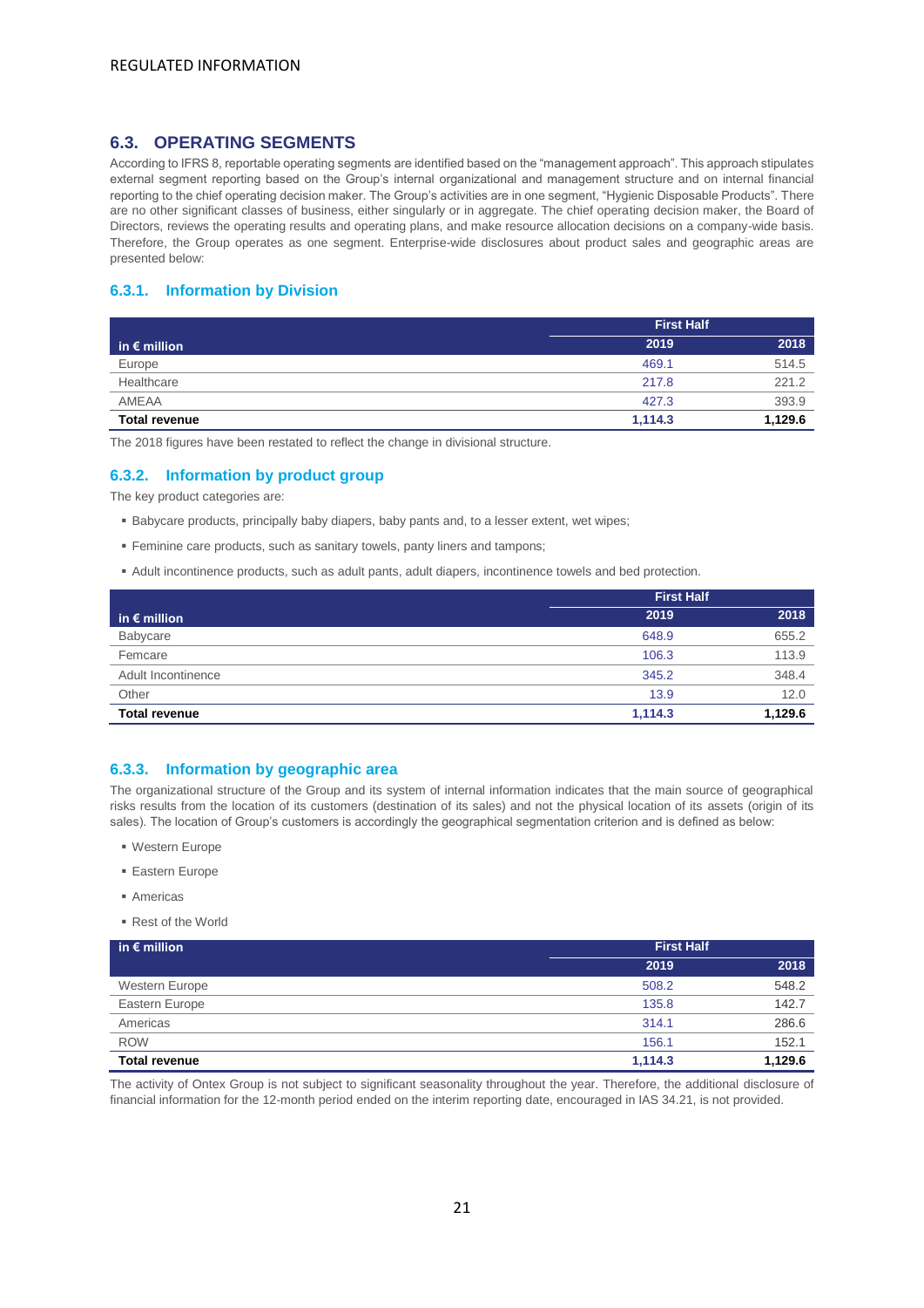REGULATED INFORMATION

## 6.3. OPERATING SEGMENTS

According to IFRS 8, reportable operating segments are identified based on the "management approach". This approach stipulates external segment reporting based on the Group's internal organizational and management structure and on internal financial reporting to the chief operating decision maker. The Group's activities are in one segment, "Hygienic Disposable Products". There are no other significant classes of business, either singularly or in aggregate. The chief operating decision maker, the Board of Directors, reviews the operating results and operating plans, and make resource allocation decisions on a company-wide basis. Therefore, the Group operates as one segment. Enterprise-wide disclosures about product sales and geographic areas are presented below:

### 6.3.1. Information by Division

| in € million | First Half | |
|---|---|---|
| | 2019 | 2018 |
| Europe | 469.1 | 514.5 |
| Healthcare | 217.8 | 221.2 |
| AMEAA | 427.3 | 393.9 |
| **Total revenue** | **1,114.3** | **1,129.6** |

The 2018 figures have been restated to reflect the change in divisional structure.

### 6.3.2. Information by product group

The key product categories are:

- Babycare products, principally baby diapers, baby pants and, to a lesser extent, wet wipes;
- Feminine care products, such as sanitary towels, panty liners and tampons;
- Adult incontinence products, such as adult pants, adult diapers, incontinence towels and bed protection.

| in € million | First Half | |
|---|---|---|
| | 2019 | 2018 |
| Babycare | 648.9 | 655.2 |
| Femcare | 106.3 | 113.9 |
| Adult Incontinence | 345.2 | 348.4 |
| Other | 13.9 | 12.0 |
| **Total revenue** | **1,114.3** | **1,129.6** |

### 6.3.3. Information by geographic area

The organizational structure of the Group and its system of internal information indicates that the main source of geographical risks results from the location of its customers (destination of its sales) and not the physical location of its assets (origin of its sales). The location of Group's customers is accordingly the geographical segmentation criterion and is defined as below:

- Western Europe
- Eastern Europe
- Americas
- Rest of the World

| in € million | First Half | |
|---|---|---|
| | 2019 | 2018 |
| Western Europe | 508.2 | 548.2 |
| Eastern Europe | 135.8 | 142.7 |
| Americas | 314.1 | 286.6 |
| ROW | 156.1 | 152.1 |
| **Total revenue** | **1,114.3** | **1,129.6** |

The activity of Ontex Group is not subject to significant seasonality throughout the year. Therefore, the additional disclosure of financial information for the 12-month period ended on the interim reporting date, encouraged in IAS 34.21, is not provided.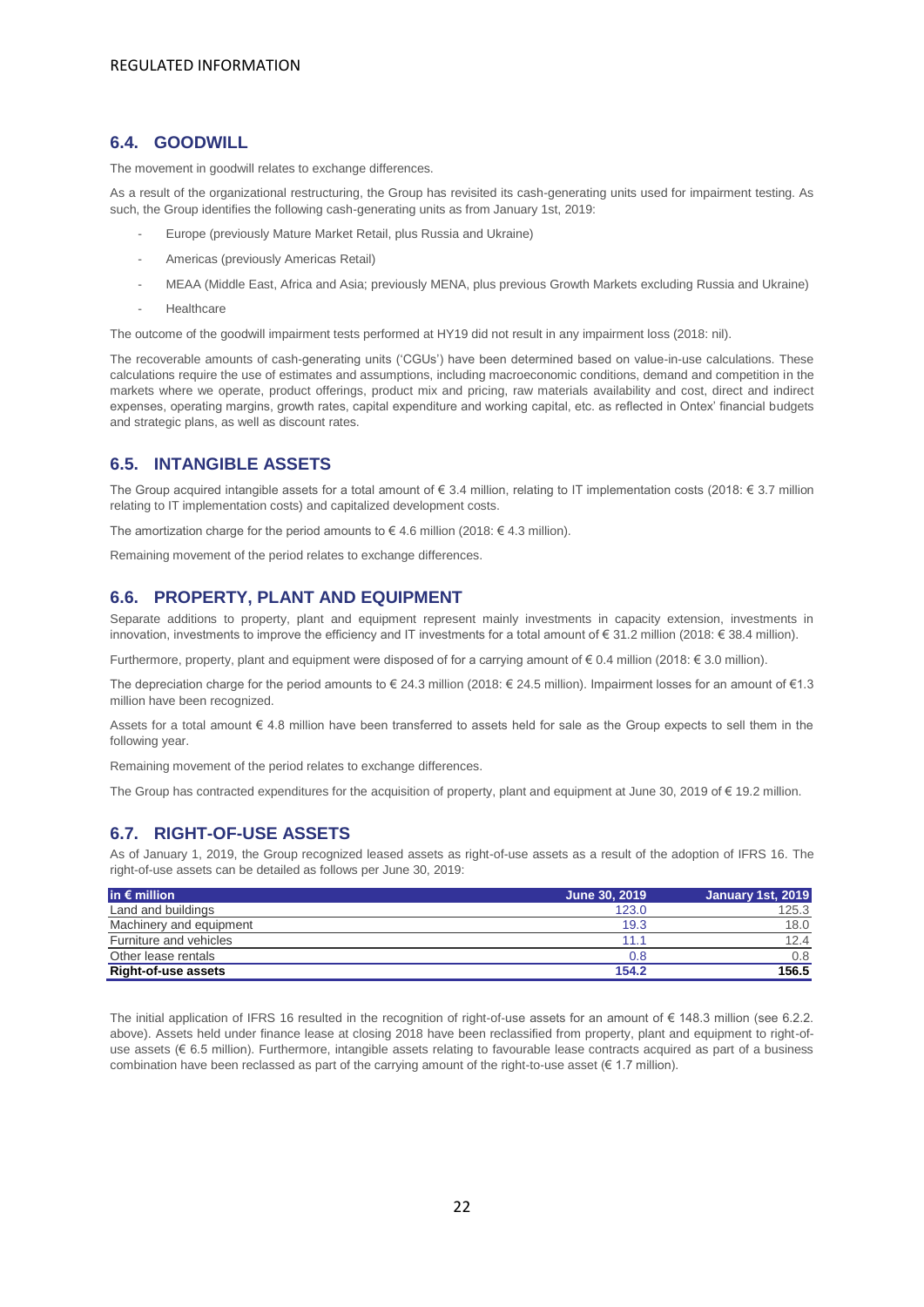## 6.4. GOODWILL

The movement in goodwill relates to exchange differences.

As a result of the organizational restructuring, the Group has revisited its cash-generating units used for impairment testing. As such, the Group identifies the following cash-generating units as from January 1st, 2019:

- Europe (previously Mature Market Retail, plus Russia and Ukraine)
- Americas (previously Americas Retail)
- MEAA (Middle East, Africa and Asia; previously MENA, plus previous Growth Markets excluding Russia and Ukraine)
- Healthcare

The outcome of the goodwill impairment tests performed at HY19 did not result in any impairment loss (2018: nil).

The recoverable amounts of cash-generating units ('CGUs') have been determined based on value-in-use calculations. These calculations require the use of estimates and assumptions, including macroeconomic conditions, demand and competition in the markets where we operate, product offerings, product mix and pricing, raw materials availability and cost, direct and indirect expenses, operating margins, growth rates, capital expenditure and working capital, etc. as reflected in Ontex' financial budgets and strategic plans, as well as discount rates.

## 6.5. INTANGIBLE ASSETS

The Group acquired intangible assets for a total amount of € 3.4 million, relating to IT implementation costs (2018: € 3.7 million relating to IT implementation costs) and capitalized development costs.

The amortization charge for the period amounts to € 4.6 million (2018: € 4.3 million).

Remaining movement of the period relates to exchange differences.

## 6.6. PROPERTY, PLANT AND EQUIPMENT

Separate additions to property, plant and equipment represent mainly investments in capacity extension, investments in innovation, investments to improve the efficiency and IT investments for a total amount of € 31.2 million (2018: € 38.4 million).

Furthermore, property, plant and equipment were disposed of for a carrying amount of € 0.4 million (2018: € 3.0 million).

The depreciation charge for the period amounts to € 24.3 million (2018: € 24.5 million). Impairment losses for an amount of €1.3 million have been recognized.

Assets for a total amount € 4.8 million have been transferred to assets held for sale as the Group expects to sell them in the following year.

Remaining movement of the period relates to exchange differences.

The Group has contracted expenditures for the acquisition of property, plant and equipment at June 30, 2019 of € 19.2 million.

## 6.7. RIGHT-OF-USE ASSETS

As of January 1, 2019, the Group recognized leased assets as right-of-use assets as a result of the adoption of IFRS 16. The right-of-use assets can be detailed as follows per June 30, 2019:

| in € million | June 30, 2019 | January 1st, 2019 |
|---|---|---|
| Land and buildings | 123.0 | 125.3 |
| Machinery and equipment | 19.3 | 18.0 |
| Furniture and vehicles | 11.1 | 12.4 |
| Other lease rentals | 0.8 | 0.8 |
| **Right-of-use assets** | **154.2** | **156.5** |

The initial application of IFRS 16 resulted in the recognition of right-of-use assets for an amount of € 148.3 million (see 6.2.2. above). Assets held under finance lease at closing 2018 have been reclassified from property, plant and equipment to right-of-use assets (€ 6.5 million). Furthermore, intangible assets relating to favourable lease contracts acquired as part of a business combination have been reclassed as part of the carrying amount of the right-to-use asset (€ 1.7 million).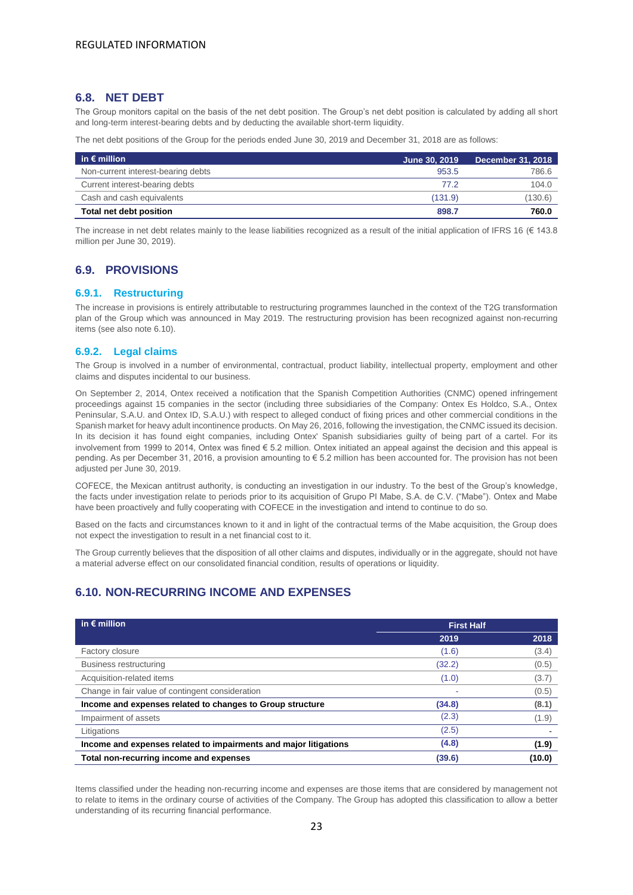REGULATED INFORMATION

## 6.8. NET DEBT

The Group monitors capital on the basis of the net debt position. The Group's net debt position is calculated by adding all short and long-term interest-bearing debts and by deducting the available short-term liquidity.

The net debt positions of the Group for the periods ended June 30, 2019 and December 31, 2018 are as follows:

| in € million | June 30, 2019 | December 31, 2018 |
|---|---|---|
| Non-current interest-bearing debts | 953.5 | 786.6 |
| Current interest-bearing debts | 77.2 | 104.0 |
| Cash and cash equivalents | (131.9) | (130.6) |
| **Total net debt position** | **898.7** | **760.0** |

The increase in net debt relates mainly to the lease liabilities recognized as a result of the initial application of IFRS 16 (€ 143.8 million per June 30, 2019).

## 6.9. PROVISIONS

### 6.9.1. Restructuring

The increase in provisions is entirely attributable to restructuring programmes launched in the context of the T2G transformation plan of the Group which was announced in May 2019. The restructuring provision has been recognized against non-recurring items (see also note 6.10).

### 6.9.2. Legal claims

The Group is involved in a number of environmental, contractual, product liability, intellectual property, employment and other claims and disputes incidental to our business.

On September 2, 2014, Ontex received a notification that the Spanish Competition Authorities (CNMC) opened infringement proceedings against 15 companies in the sector (including three subsidiaries of the Company: Ontex Es Holdco, S.A., Ontex Peninsular, S.A.U. and Ontex ID, S.A.U.) with respect to alleged conduct of fixing prices and other commercial conditions in the Spanish market for heavy adult incontinence products. On May 26, 2016, following the investigation, the CNMC issued its decision. In its decision it has found eight companies, including Ontex' Spanish subsidiaries guilty of being part of a cartel. For its involvement from 1999 to 2014, Ontex was fined € 5.2 million. Ontex initiated an appeal against the decision and this appeal is pending. As per December 31, 2016, a provision amounting to € 5.2 million has been accounted for. The provision has not been adjusted per June 30, 2019.

COFECE, the Mexican antitrust authority, is conducting an investigation in our industry. To the best of the Group's knowledge, the facts under investigation relate to periods prior to its acquisition of Grupo PI Mabe, S.A. de C.V. ("Mabe"). Ontex and Mabe have been proactively and fully cooperating with COFECE in the investigation and intend to continue to do so.

Based on the facts and circumstances known to it and in light of the contractual terms of the Mabe acquisition, the Group does not expect the investigation to result in a net financial cost to it.

The Group currently believes that the disposition of all other claims and disputes, individually or in the aggregate, should not have a material adverse effect on our consolidated financial condition, results of operations or liquidity.

## 6.10. NON-RECURRING INCOME AND EXPENSES

| in € million | First Half | |
|---|---|---|
| | 2019 | 2018 |
| Factory closure | (1.6) | (3.4) |
| Business restructuring | (32.2) | (0.5) |
| Acquisition-related items | (1.0) | (3.7) |
| Change in fair value of contingent consideration | - | (0.5) |
| **Income and expenses related to changes to Group structure** | **(34.8)** | **(8.1)** |
| Impairment of assets | (2.3) | (1.9) |
| Litigations | (2.5) | - |
| **Income and expenses related to impairments and major litigations** | **(4.8)** | **(1.9)** |
| **Total non-recurring income and expenses** | **(39.6)** | **(10.0)** |

Items classified under the heading non-recurring income and expenses are those items that are considered by management not to relate to items in the ordinary course of activities of the Company. The Group has adopted this classification to allow a better understanding of its recurring financial performance.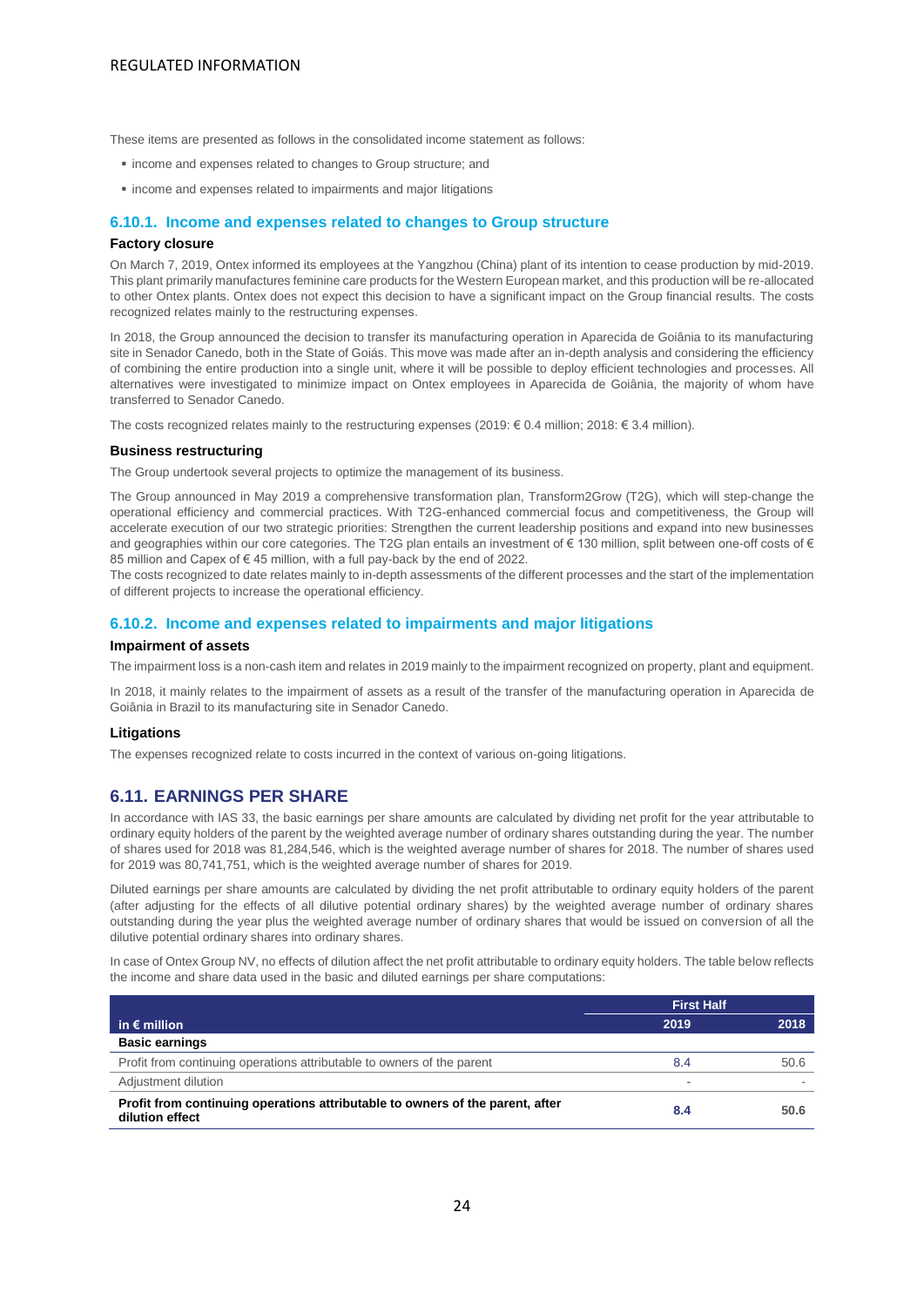These items are presented as follows in the consolidated income statement as follows:

- income and expenses related to changes to Group structure; and
- income and expenses related to impairments and major litigations

### 6.10.1. Income and expenses related to changes to Group structure

**Factory closure**

On March 7, 2019, Ontex informed its employees at the Yangzhou (China) plant of its intention to cease production by mid-2019. This plant primarily manufactures feminine care products for the Western European market, and this production will be re-allocated to other Ontex plants. Ontex does not expect this decision to have a significant impact on the Group financial results. The costs recognized relates mainly to the restructuring expenses.

In 2018, the Group announced the decision to transfer its manufacturing operation in Aparecida de Goiânia to its manufacturing site in Senador Canedo, both in the State of Goiás. This move was made after an in-depth analysis and considering the efficiency of combining the entire production into a single unit, where it will be possible to deploy efficient technologies and processes. All alternatives were investigated to minimize impact on Ontex employees in Aparecida de Goiânia, the majority of whom have transferred to Senador Canedo.

The costs recognized relates mainly to the restructuring expenses (2019: € 0.4 million; 2018: € 3.4 million).

**Business restructuring**

The Group undertook several projects to optimize the management of its business.

The Group announced in May 2019 a comprehensive transformation plan, Transform2Grow (T2G), which will step-change the operational efficiency and commercial practices. With T2G-enhanced commercial focus and competitiveness, the Group will accelerate execution of our two strategic priorities: Strengthen the current leadership positions and expand into new businesses and geographies within our core categories. The T2G plan entails an investment of € 130 million, split between one-off costs of € 85 million and Capex of € 45 million, with a full pay-back by the end of 2022.
The costs recognized to date relates mainly to in-depth assessments of the different processes and the start of the implementation of different projects to increase the operational efficiency.

### 6.10.2. Income and expenses related to impairments and major litigations

**Impairment of assets**

The impairment loss is a non-cash item and relates in 2019 mainly to the impairment recognized on property, plant and equipment.

In 2018, it mainly relates to the impairment of assets as a result of the transfer of the manufacturing operation in Aparecida de Goiânia in Brazil to its manufacturing site in Senador Canedo.

**Litigations**

The expenses recognized relate to costs incurred in the context of various on-going litigations.

## 6.11. EARNINGS PER SHARE

In accordance with IAS 33, the basic earnings per share amounts are calculated by dividing net profit for the year attributable to ordinary equity holders of the parent by the weighted average number of ordinary shares outstanding during the year. The number of shares used for 2018 was 81,284,546, which is the weighted average number of shares for 2018. The number of shares used for 2019 was 80,741,751, which is the weighted average number of shares for 2019.

Diluted earnings per share amounts are calculated by dividing the net profit attributable to ordinary equity holders of the parent (after adjusting for the effects of all dilutive potential ordinary shares) by the weighted average number of ordinary shares outstanding during the year plus the weighted average number of ordinary shares that would be issued on conversion of all the dilutive potential ordinary shares into ordinary shares.

In case of Ontex Group NV, no effects of dilution affect the net profit attributable to ordinary equity holders. The table below reflects the income and share data used in the basic and diluted earnings per share computations:

| | First Half | |
|---|---|---|
| **in € million** | **2019** | **2018** |
| **Basic earnings** | | |
| Profit from continuing operations attributable to owners of the parent | 8.4 | 50.6 |
| Adjustment dilution | - | - |
| **Profit from continuing operations attributable to owners of the parent, after dilution effect** | **8.4** | **50.6** |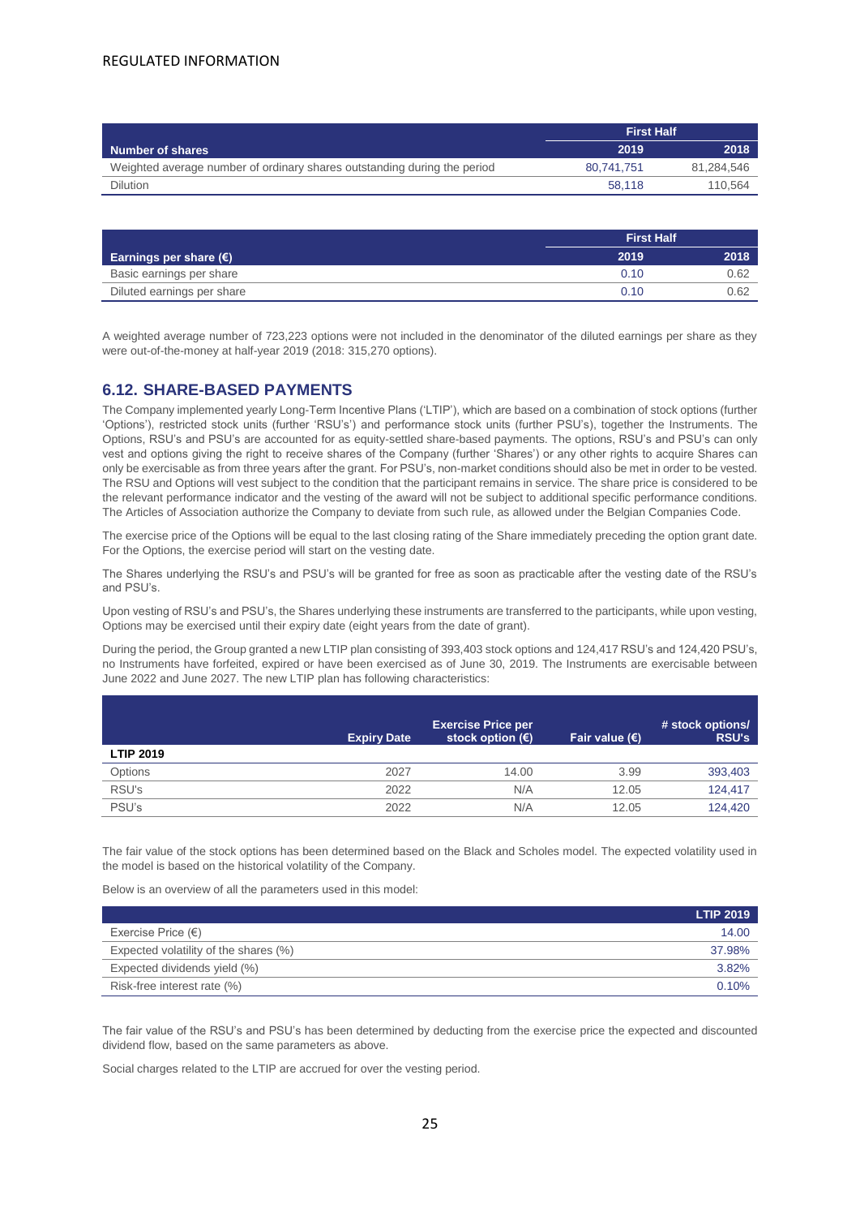| Number of shares | First Half 2019 | First Half 2018 |
| --- | --- | --- |
| Weighted average number of ordinary shares outstanding during the period | 80,741,751 | 81,284,546 |
| Dilution | 58,118 | 110,564 |

| Earnings per share (€) | First Half 2019 | First Half 2018 |
| --- | --- | --- |
| Basic earnings per share | 0.10 | 0.62 |
| Diluted earnings per share | 0.10 | 0.62 |

A weighted average number of 723,223 options were not included in the denominator of the diluted earnings per share as they were out-of-the-money at half-year 2019 (2018: 315,270 options).

## 6.12. SHARE-BASED PAYMENTS

The Company implemented yearly Long-Term Incentive Plans ('LTIP'), which are based on a combination of stock options (further 'Options'), restricted stock units (further 'RSU's') and performance stock units (further PSU's), together the Instruments. The Options, RSU's and PSU's are accounted for as equity-settled share-based payments. The options, RSU's and PSU's can only vest and options giving the right to receive shares of the Company (further 'Shares') or any other rights to acquire Shares can only be exercisable as from three years after the grant. For PSU's, non-market conditions should also be met in order to be vested. The RSU and Options will vest subject to the condition that the participant remains in service. The share price is considered to be the relevant performance indicator and the vesting of the award will not be subject to additional specific performance conditions. The Articles of Association authorize the Company to deviate from such rule, as allowed under the Belgian Companies Code.

The exercise price of the Options will be equal to the last closing rating of the Share immediately preceding the option grant date. For the Options, the exercise period will start on the vesting date.

The Shares underlying the RSU's and PSU's will be granted for free as soon as practicable after the vesting date of the RSU's and PSU's.

Upon vesting of RSU's and PSU's, the Shares underlying these instruments are transferred to the participants, while upon vesting, Options may be exercised until their expiry date (eight years from the date of grant).

During the period, the Group granted a new LTIP plan consisting of 393,403 stock options and 124,417 RSU's and 124,420 PSU's, no Instruments have forfeited, expired or have been exercised as of June 30, 2019. The Instruments are exercisable between June 2022 and June 2027. The new LTIP plan has following characteristics:

| LTIP 2019 | Expiry Date | Exercise Price per stock option (€) | Fair value (€) | # stock options/ RSU's |
| --- | --- | --- | --- | --- |
| Options | 2027 | 14.00 | 3.99 | 393,403 |
| RSU's | 2022 | N/A | 12.05 | 124,417 |
| PSU's | 2022 | N/A | 12.05 | 124,420 |

The fair value of the stock options has been determined based on the Black and Scholes model. The expected volatility used in the model is based on the historical volatility of the Company.

Below is an overview of all the parameters used in this model:

| | LTIP 2019 |
| --- | --- |
| Exercise Price (€) | 14.00 |
| Expected volatility of the shares (%) | 37.98% |
| Expected dividends yield (%) | 3.82% |
| Risk-free interest rate (%) | 0.10% |

The fair value of the RSU's and PSU's has been determined by deducting from the exercise price the expected and discounted dividend flow, based on the same parameters as above.

Social charges related to the LTIP are accrued for over the vesting period.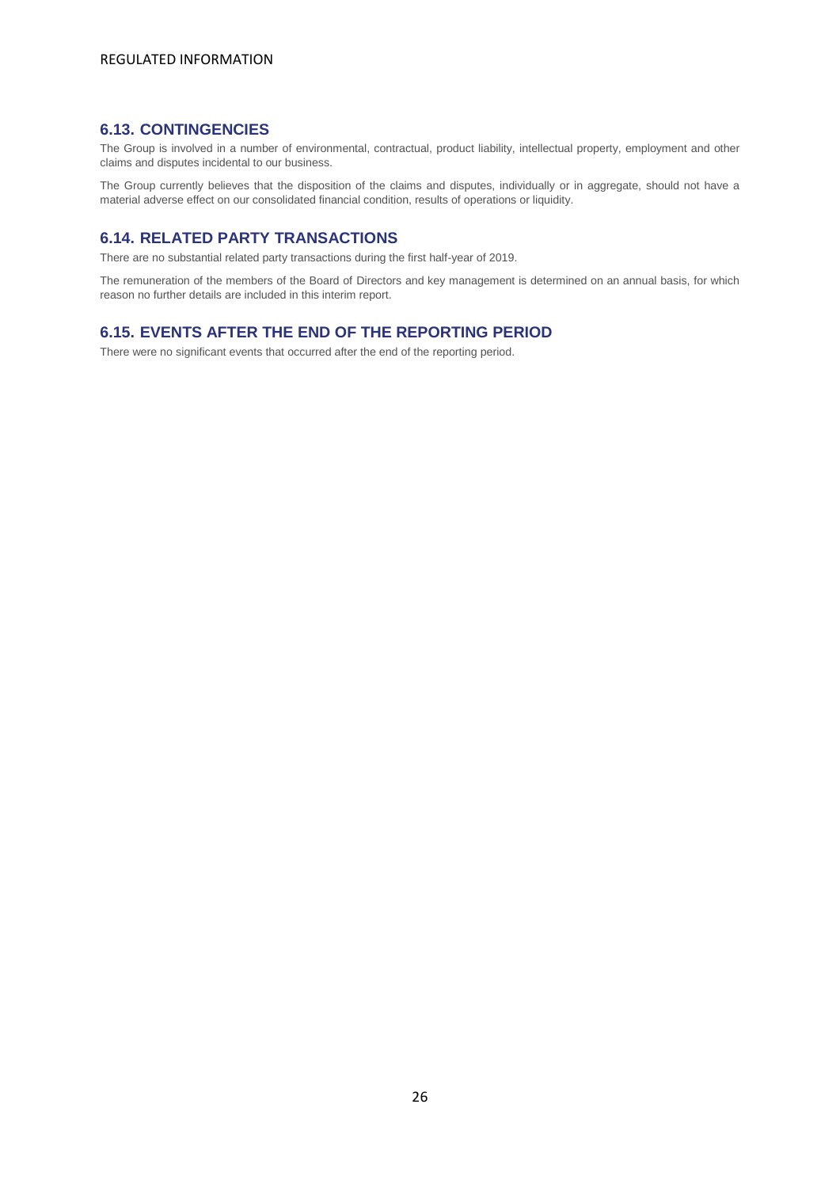## 6.13. CONTINGENCIES

The Group is involved in a number of environmental, contractual, product liability, intellectual property, employment and other claims and disputes incidental to our business.

The Group currently believes that the disposition of the claims and disputes, individually or in aggregate, should not have a material adverse effect on our consolidated financial condition, results of operations or liquidity.

## 6.14. RELATED PARTY TRANSACTIONS

There are no substantial related party transactions during the first half-year of 2019.

The remuneration of the members of the Board of Directors and key management is determined on an annual basis, for which reason no further details are included in this interim report.

## 6.15. EVENTS AFTER THE END OF THE REPORTING PERIOD

There were no significant events that occurred after the end of the reporting period.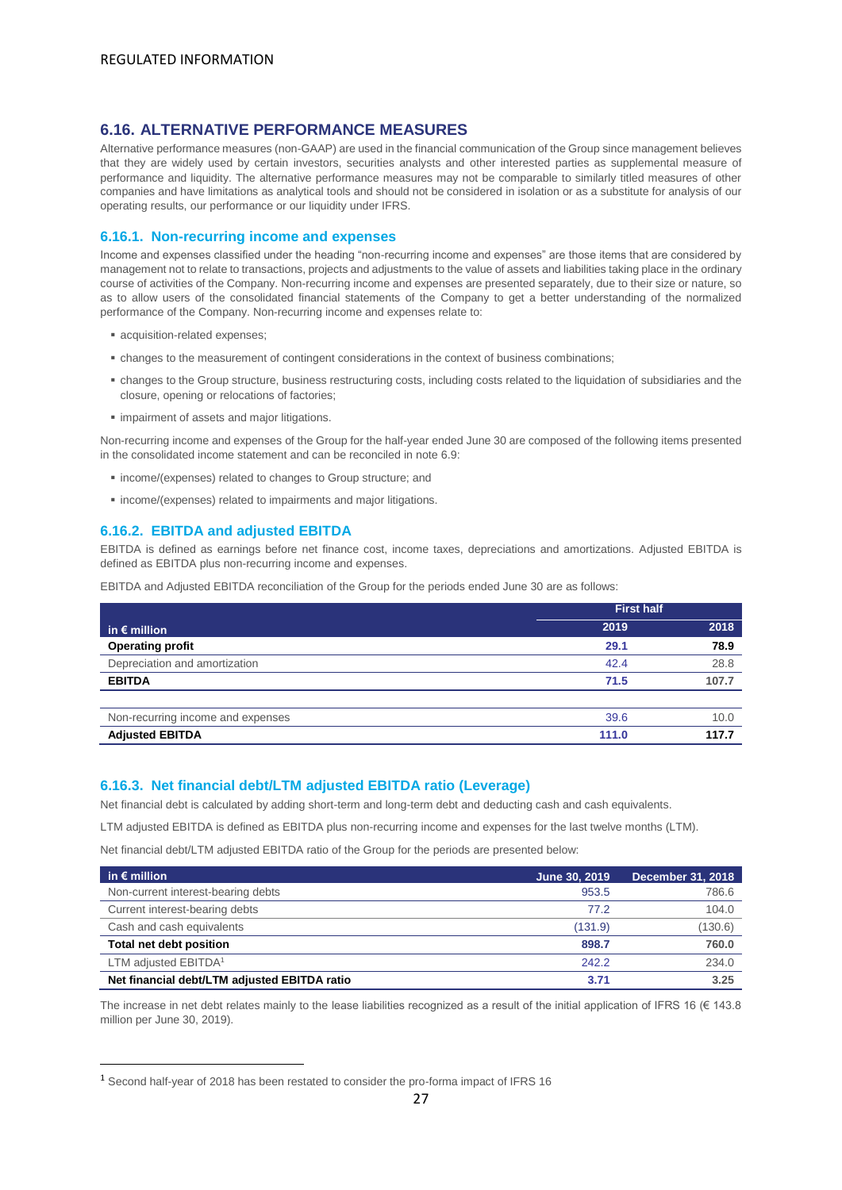REGULATED INFORMATION

## 6.16. ALTERNATIVE PERFORMANCE MEASURES

Alternative performance measures (non-GAAP) are used in the financial communication of the Group since management believes that they are widely used by certain investors, securities analysts and other interested parties as supplemental measure of performance and liquidity. The alternative performance measures may not be comparable to similarly titled measures of other companies and have limitations as analytical tools and should not be considered in isolation or as a substitute for analysis of our operating results, our performance or our liquidity under IFRS.

### 6.16.1. Non-recurring income and expenses

Income and expenses classified under the heading "non-recurring income and expenses" are those items that are considered by management not to relate to transactions, projects and adjustments to the value of assets and liabilities taking place in the ordinary course of activities of the Company. Non-recurring income and expenses are presented separately, due to their size or nature, so as to allow users of the consolidated financial statements of the Company to get a better understanding of the normalized performance of the Company. Non-recurring income and expenses relate to:

- acquisition-related expenses;
- changes to the measurement of contingent considerations in the context of business combinations;
- changes to the Group structure, business restructuring costs, including costs related to the liquidation of subsidiaries and the closure, opening or relocations of factories;
- impairment of assets and major litigations.

Non-recurring income and expenses of the Group for the half-year ended June 30 are composed of the following items presented in the consolidated income statement and can be reconciled in note 6.9:

- income/(expenses) related to changes to Group structure; and
- income/(expenses) related to impairments and major litigations.

### 6.16.2. EBITDA and adjusted EBITDA

EBITDA is defined as earnings before net finance cost, income taxes, depreciations and amortizations. Adjusted EBITDA is defined as EBITDA plus non-recurring income and expenses.

EBITDA and Adjusted EBITDA reconciliation of the Group for the periods ended June 30 are as follows:

| in € million | First half | |
|---|---|---|
| | 2019 | 2018 |
| **Operating profit** | **29.1** | **78.9** |
| Depreciation and amortization | 42.4 | 28.8 |
| **EBITDA** | **71.5** | **107.7** |
| | | |
| Non-recurring income and expenses | 39.6 | 10.0 |
| **Adjusted EBITDA** | **111.0** | **117.7** |

### 6.16.3. Net financial debt/LTM adjusted EBITDA ratio (Leverage)

Net financial debt is calculated by adding short-term and long-term debt and deducting cash and cash equivalents.

LTM adjusted EBITDA is defined as EBITDA plus non-recurring income and expenses for the last twelve months (LTM).

Net financial debt/LTM adjusted EBITDA ratio of the Group for the periods are presented below:

| in € million | June 30, 2019 | December 31, 2018 |
|---|---|---|
| Non-current interest-bearing debts | 953.5 | 786.6 |
| Current interest-bearing debts | 77.2 | 104.0 |
| Cash and cash equivalents | (131.9) | (130.6) |
| **Total net debt position** | **898.7** | **760.0** |
| LTM adjusted EBITDA[1] | 242.2 | 234.0 |
| **Net financial debt/LTM adjusted EBITDA ratio** | **3.71** | **3.25** |

The increase in net debt relates mainly to the lease liabilities recognized as a result of the initial application of IFRS 16 (€ 143.8 million per June 30, 2019).

[1] Second half-year of 2018 has been restated to consider the pro-forma impact of IFRS 16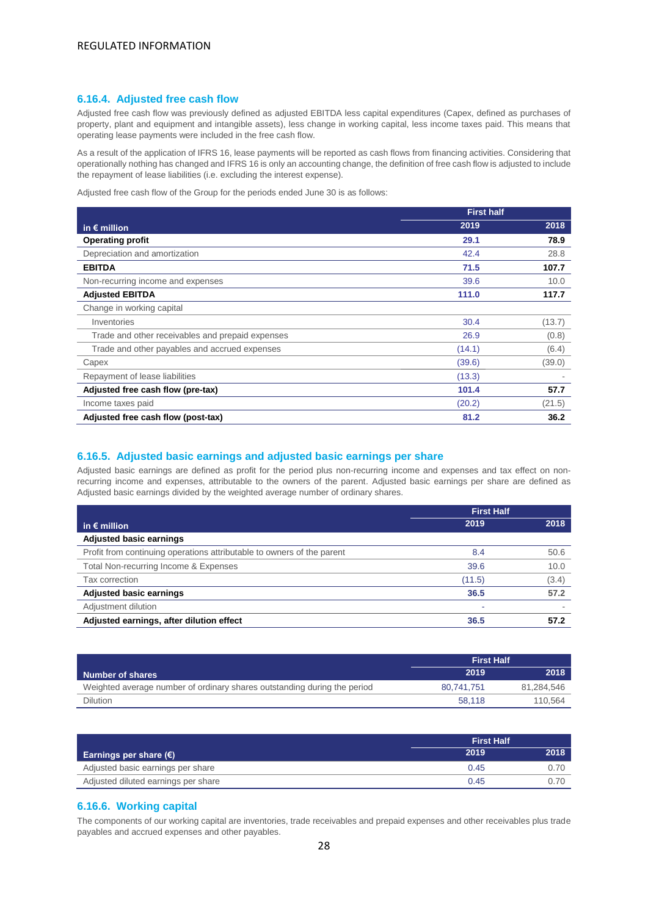### 6.16.4. Adjusted free cash flow

Adjusted free cash flow was previously defined as adjusted EBITDA less capital expenditures (Capex, defined as purchases of property, plant and equipment and intangible assets), less change in working capital, less income taxes paid. This means that operating lease payments were included in the free cash flow.

As a result of the application of IFRS 16, lease payments will be reported as cash flows from financing activities. Considering that operationally nothing has changed and IFRS 16 is only an accounting change, the definition of free cash flow is adjusted to include the repayment of lease liabilities (i.e. excluding the interest expense).

Adjusted free cash flow of the Group for the periods ended June 30 is as follows:

| | First half | |
|---|---|---|
| **in € million** | **2019** | **2018** |
| **Operating profit** | **29.1** | **78.9** |
| Depreciation and amortization | 42.4 | 28.8 |
| **EBITDA** | **71.5** | **107.7** |
| Non-recurring income and expenses | 39.6 | 10.0 |
| **Adjusted EBITDA** | **111.0** | **117.7** |
| Change in working capital | | |
| Inventories | 30.4 | (13.7) |
| Trade and other receivables and prepaid expenses | 26.9 | (0.8) |
| Trade and other payables and accrued expenses | (14.1) | (6.4) |
| Capex | (39.6) | (39.0) |
| Repayment of lease liabilities | (13.3) | - |
| **Adjusted free cash flow (pre-tax)** | **101.4** | **57.7** |
| Income taxes paid | (20.2) | (21.5) |
| **Adjusted free cash flow (post-tax)** | **81.2** | **36.2** |

### 6.16.5. Adjusted basic earnings and adjusted basic earnings per share

Adjusted basic earnings are defined as profit for the period plus non-recurring income and expenses and tax effect on non-recurring income and expenses, attributable to the owners of the parent. Adjusted basic earnings per share are defined as Adjusted basic earnings divided by the weighted average number of ordinary shares.

| | First Half | |
|---|---|---|
| **in € million** | **2019** | **2018** |
| **Adjusted basic earnings** | | |
| Profit from continuing operations attributable to owners of the parent | 8.4 | 50.6 |
| Total Non-recurring Income & Expenses | 39.6 | 10.0 |
| Tax correction | (11.5) | (3.4) |
| **Adjusted basic earnings** | **36.5** | **57.2** |
| Adjustment dilution | - | - |
| **Adjusted earnings, after dilution effect** | **36.5** | **57.2** |

| | First Half | |
|---|---|---|
| **Number of shares** | **2019** | **2018** |
| Weighted average number of ordinary shares outstanding during the period | 80,741,751 | 81,284,546 |
| Dilution | 58,118 | 110,564 |

| | First Half | |
|---|---|---|
| **Earnings per share (€)** | **2019** | **2018** |
| Adjusted basic earnings per share | 0.45 | 0.70 |
| Adjusted diluted earnings per share | 0.45 | 0.70 |

### 6.16.6. Working capital

The components of our working capital are inventories, trade receivables and prepaid expenses and other receivables plus trade payables and accrued expenses and other payables.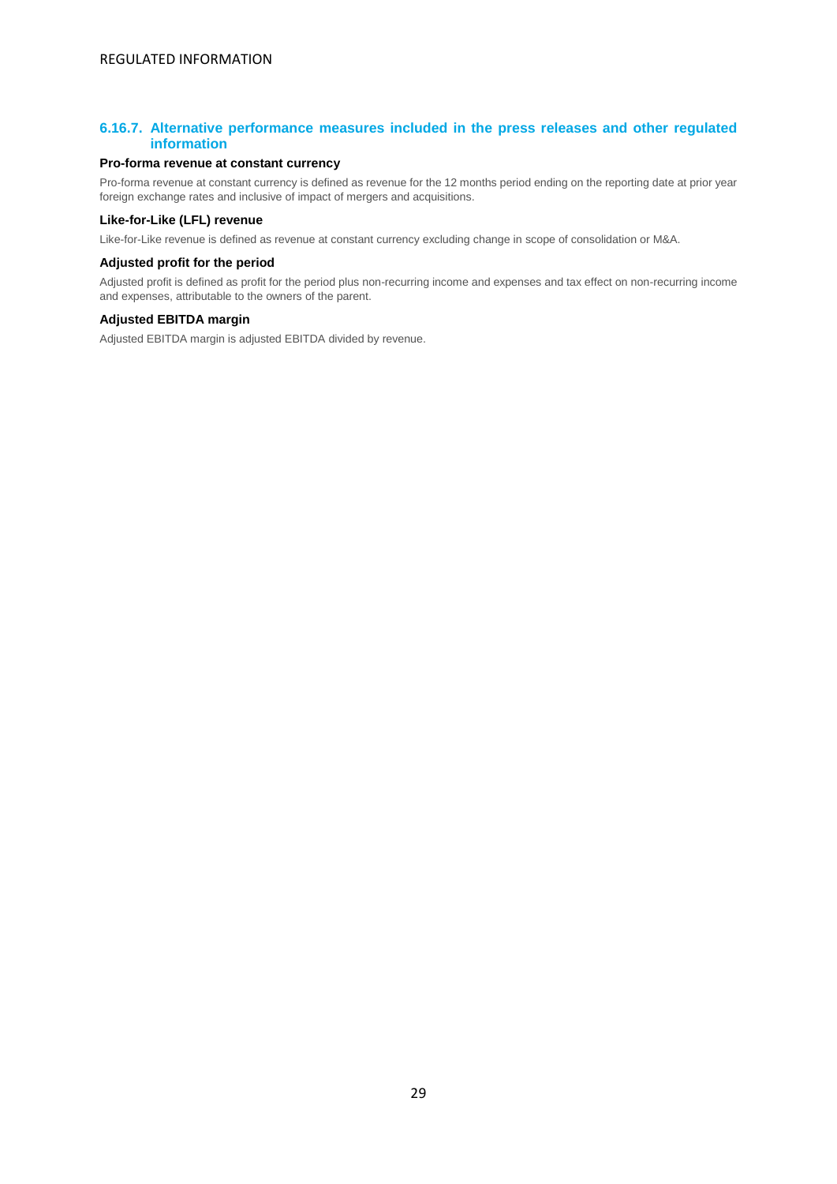### 6.16.7. Alternative performance measures included in the press releases and other regulated information

**Pro-forma revenue at constant currency**

Pro-forma revenue at constant currency is defined as revenue for the 12 months period ending on the reporting date at prior year foreign exchange rates and inclusive of impact of mergers and acquisitions.

**Like-for-Like (LFL) revenue**

Like-for-Like revenue is defined as revenue at constant currency excluding change in scope of consolidation or M&A.

**Adjusted profit for the period**

Adjusted profit is defined as profit for the period plus non-recurring income and expenses and tax effect on non-recurring income and expenses, attributable to the owners of the parent.

**Adjusted EBITDA margin**

Adjusted EBITDA margin is adjusted EBITDA divided by revenue.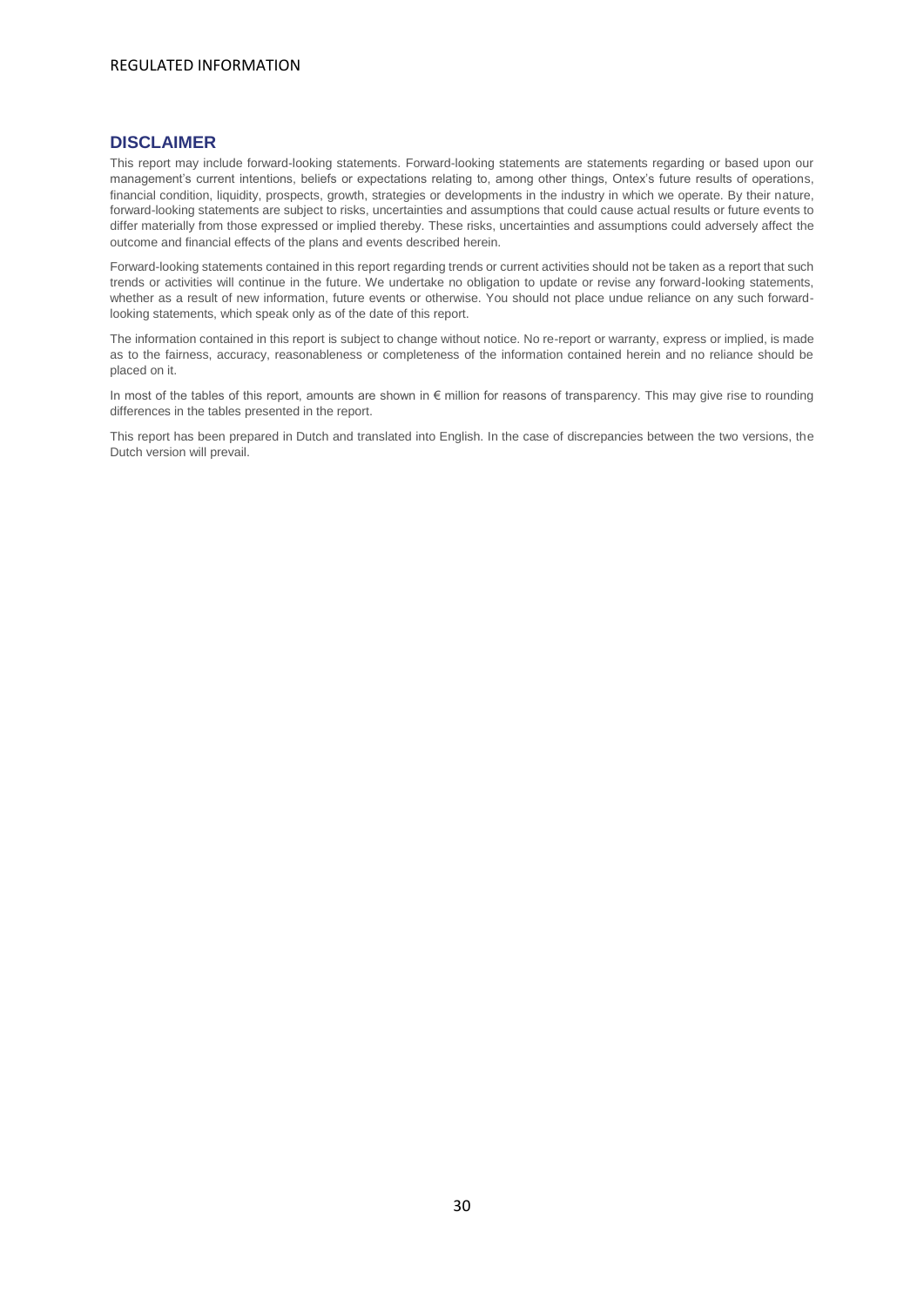## DISCLAIMER

This report may include forward-looking statements. Forward-looking statements are statements regarding or based upon our management's current intentions, beliefs or expectations relating to, among other things, Ontex's future results of operations, financial condition, liquidity, prospects, growth, strategies or developments in the industry in which we operate. By their nature, forward-looking statements are subject to risks, uncertainties and assumptions that could cause actual results or future events to differ materially from those expressed or implied thereby. These risks, uncertainties and assumptions could adversely affect the outcome and financial effects of the plans and events described herein.

Forward-looking statements contained in this report regarding trends or current activities should not be taken as a report that such trends or activities will continue in the future. We undertake no obligation to update or revise any forward-looking statements, whether as a result of new information, future events or otherwise. You should not place undue reliance on any such forward-looking statements, which speak only as of the date of this report.

The information contained in this report is subject to change without notice. No re-report or warranty, express or implied, is made as to the fairness, accuracy, reasonableness or completeness of the information contained herein and no reliance should be placed on it.

In most of the tables of this report, amounts are shown in € million for reasons of transparency. This may give rise to rounding differences in the tables presented in the report.

This report has been prepared in Dutch and translated into English. In the case of discrepancies between the two versions, the Dutch version will prevail.